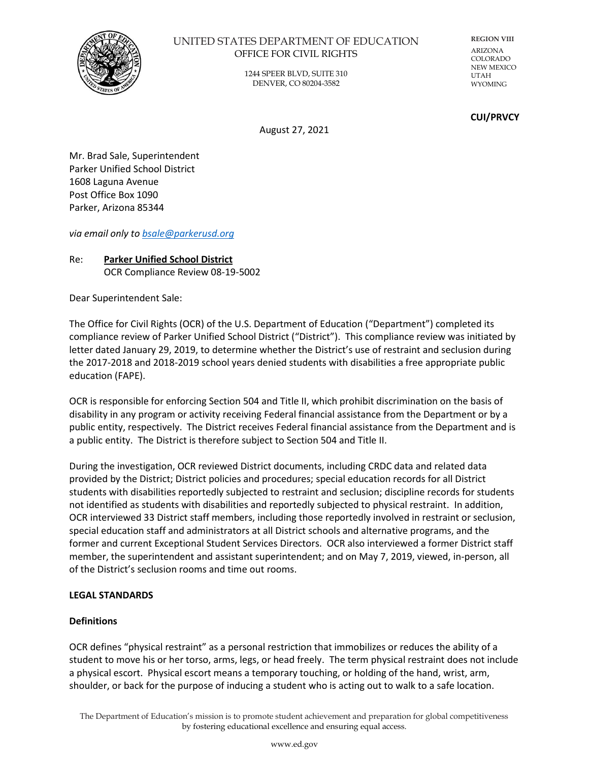UNITED STATES DEPARTMENT OF EDUCATION
OFFICE FOR CIVIL RIGHTS

1244 SPEER BLVD, SUITE 310
DENVER, CO 80204-3582

REGION VIII
ARIZONA
COLORADO
NEW MEXICO
UTAH
WYOMING

**CUI/PRVCY**

August 27, 2021

Mr. Brad Sale, Superintendent
Parker Unified School District
1608 Laguna Avenue
Post Office Box 1090
Parker, Arizona 85344

*via email only to bsale@parkerusd.org*

Re: **Parker Unified School District**
OCR Compliance Review 08-19-5002

Dear Superintendent Sale:

The Office for Civil Rights (OCR) of the U.S. Department of Education ("Department") completed its compliance review of Parker Unified School District ("District"). This compliance review was initiated by letter dated January 29, 2019, to determine whether the District's use of restraint and seclusion during the 2017-2018 and 2018-2019 school years denied students with disabilities a free appropriate public education (FAPE).

OCR is responsible for enforcing Section 504 and Title II, which prohibit discrimination on the basis of disability in any program or activity receiving Federal financial assistance from the Department or by a public entity, respectively. The District receives Federal financial assistance from the Department and is a public entity. The District is therefore subject to Section 504 and Title II.

During the investigation, OCR reviewed District documents, including CRDC data and related data provided by the District; District policies and procedures; special education records for all District students with disabilities reportedly subjected to restraint and seclusion; discipline records for students not identified as students with disabilities and reportedly subjected to physical restraint. In addition, OCR interviewed 33 District staff members, including those reportedly involved in restraint or seclusion, special education staff and administrators at all District schools and alternative programs, and the former and current Exceptional Student Services Directors. OCR also interviewed a former District staff member, the superintendent and assistant superintendent; and on May 7, 2019, viewed, in-person, all of the District's seclusion rooms and time out rooms.

**LEGAL STANDARDS**

**Definitions**

OCR defines "physical restraint" as a personal restriction that immobilizes or reduces the ability of a student to move his or her torso, arms, legs, or head freely. The term physical restraint does not include a physical escort. Physical escort means a temporary touching, or holding of the hand, wrist, arm, shoulder, or back for the purpose of inducing a student who is acting out to walk to a safe location.

The Department of Education's mission is to promote student achievement and preparation for global competitiveness by fostering educational excellence and ensuring equal access.

www.ed.gov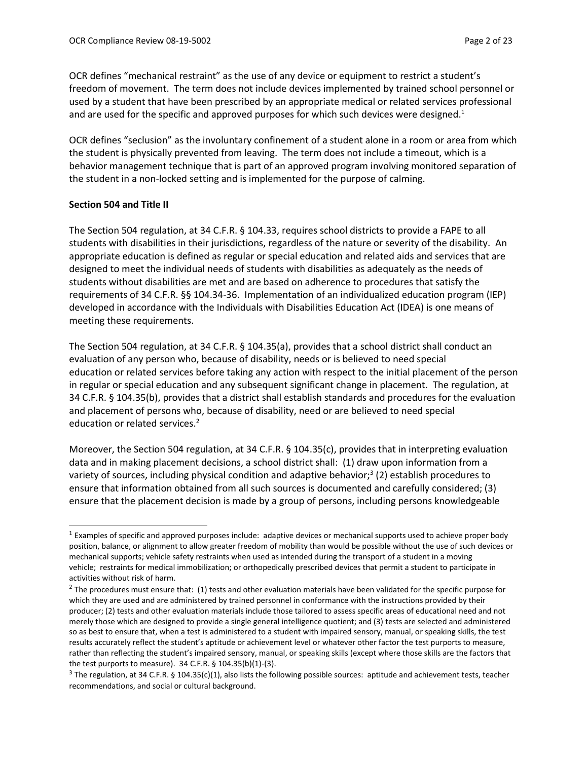OCR defines "mechanical restraint" as the use of any device or equipment to restrict a student's freedom of movement. The term does not include devices implemented by trained school personnel or used by a student that have been prescribed by an appropriate medical or related services professional and are used for the specific and approved purposes for which such devices were designed.[1]

OCR defines "seclusion" as the involuntary confinement of a student alone in a room or area from which the student is physically prevented from leaving. The term does not include a timeout, which is a behavior management technique that is part of an approved program involving monitored separation of the student in a non-locked setting and is implemented for the purpose of calming.

**Section 504 and Title II**

The Section 504 regulation, at 34 C.F.R. § 104.33, requires school districts to provide a FAPE to all students with disabilities in their jurisdictions, regardless of the nature or severity of the disability. An appropriate education is defined as regular or special education and related aids and services that are designed to meet the individual needs of students with disabilities as adequately as the needs of students without disabilities are met and are based on adherence to procedures that satisfy the requirements of 34 C.F.R. §§ 104.34-36. Implementation of an individualized education program (IEP) developed in accordance with the Individuals with Disabilities Education Act (IDEA) is one means of meeting these requirements.

The Section 504 regulation, at 34 C.F.R. § 104.35(a), provides that a school district shall conduct an evaluation of any person who, because of disability, needs or is believed to need special education or related services before taking any action with respect to the initial placement of the person in regular or special education and any subsequent significant change in placement. The regulation, at 34 C.F.R. § 104.35(b), provides that a district shall establish standards and procedures for the evaluation and placement of persons who, because of disability, need or are believed to need special education or related services.[2]

Moreover, the Section 504 regulation, at 34 C.F.R. § 104.35(c), provides that in interpreting evaluation data and in making placement decisions, a school district shall: (1) draw upon information from a variety of sources, including physical condition and adaptive behavior;[3] (2) establish procedures to ensure that information obtained from all such sources is documented and carefully considered; (3) ensure that the placement decision is made by a group of persons, including persons knowledgeable

---

[1] Examples of specific and approved purposes include: adaptive devices or mechanical supports used to achieve proper body position, balance, or alignment to allow greater freedom of mobility than would be possible without the use of such devices or mechanical supports; vehicle safety restraints when used as intended during the transport of a student in a moving vehicle; restraints for medical immobilization; or orthopedically prescribed devices that permit a student to participate in activities without risk of harm.

[2] The procedures must ensure that: (1) tests and other evaluation materials have been validated for the specific purpose for which they are used and are administered by trained personnel in conformance with the instructions provided by their producer; (2) tests and other evaluation materials include those tailored to assess specific areas of educational need and not merely those which are designed to provide a single general intelligence quotient; and (3) tests are selected and administered so as best to ensure that, when a test is administered to a student with impaired sensory, manual, or speaking skills, the test results accurately reflect the student's aptitude or achievement level or whatever other factor the test purports to measure, rather than reflecting the student's impaired sensory, manual, or speaking skills (except where those skills are the factors that the test purports to measure). 34 C.F.R. § 104.35(b)(1)-(3).

[3] The regulation, at 34 C.F.R. § 104.35(c)(1), also lists the following possible sources: aptitude and achievement tests, teacher recommendations, and social or cultural background.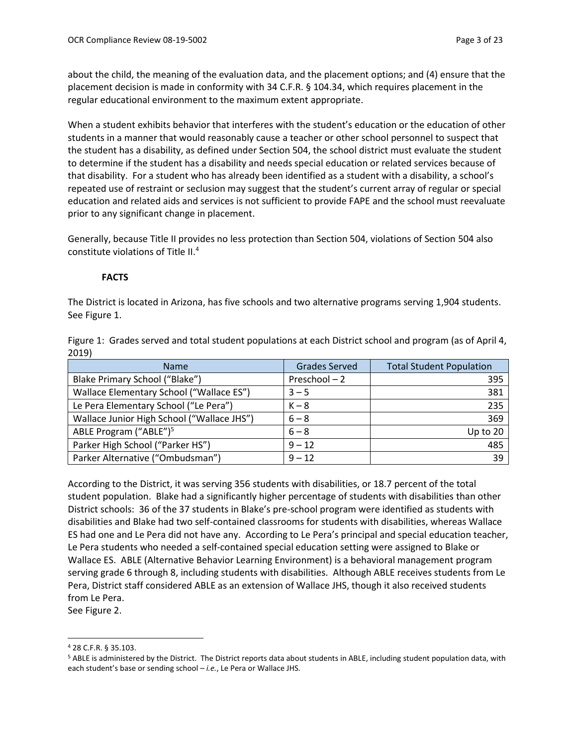about the child, the meaning of the evaluation data, and the placement options; and (4) ensure that the placement decision is made in conformity with 34 C.F.R. § 104.34, which requires placement in the regular educational environment to the maximum extent appropriate.

When a student exhibits behavior that interferes with the student's education or the education of other students in a manner that would reasonably cause a teacher or other school personnel to suspect that the student has a disability, as defined under Section 504, the school district must evaluate the student to determine if the student has a disability and needs special education or related services because of that disability. For a student who has already been identified as a student with a disability, a school's repeated use of restraint or seclusion may suggest that the student's current array of regular or special education and related aids and services is not sufficient to provide FAPE and the school must reevaluate prior to any significant change in placement.

Generally, because Title II provides no less protection than Section 504, violations of Section 504 also constitute violations of Title II.[4]

## FACTS

The District is located in Arizona, has five schools and two alternative programs serving 1,904 students. See Figure 1.

Figure 1: Grades served and total student populations at each District school and program (as of April 4, 2019)

| Name | Grades Served | Total Student Population |
|---|---|---|
| Blake Primary School ("Blake") | Preschool – 2 | 395 |
| Wallace Elementary School ("Wallace ES") | 3 – 5 | 381 |
| Le Pera Elementary School ("Le Pera") | K – 8 | 235 |
| Wallace Junior High School ("Wallace JHS") | 6 – 8 | 369 |
| ABLE Program ("ABLE")[5] | 6 – 8 | Up to 20 |
| Parker High School ("Parker HS") | 9 – 12 | 485 |
| Parker Alternative ("Ombudsman") | 9 – 12 | 39 |

According to the District, it was serving 356 students with disabilities, or 18.7 percent of the total student population. Blake had a significantly higher percentage of students with disabilities than other District schools: 36 of the 37 students in Blake's pre-school program were identified as students with disabilities and Blake had two self-contained classrooms for students with disabilities, whereas Wallace ES had one and Le Pera did not have any. According to Le Pera's principal and special education teacher, Le Pera students who needed a self-contained special education setting were assigned to Blake or Wallace ES. ABLE (Alternative Behavior Learning Environment) is a behavioral management program serving grade 6 through 8, including students with disabilities. Although ABLE receives students from Le Pera, District staff considered ABLE as an extension of Wallace JHS, though it also received students from Le Pera.
See Figure 2.

---

[4] 28 C.F.R. § 35.103.

[5] ABLE is administered by the District. The District reports data about students in ABLE, including student population data, with each student's base or sending school – *i.e.*, Le Pera or Wallace JHS.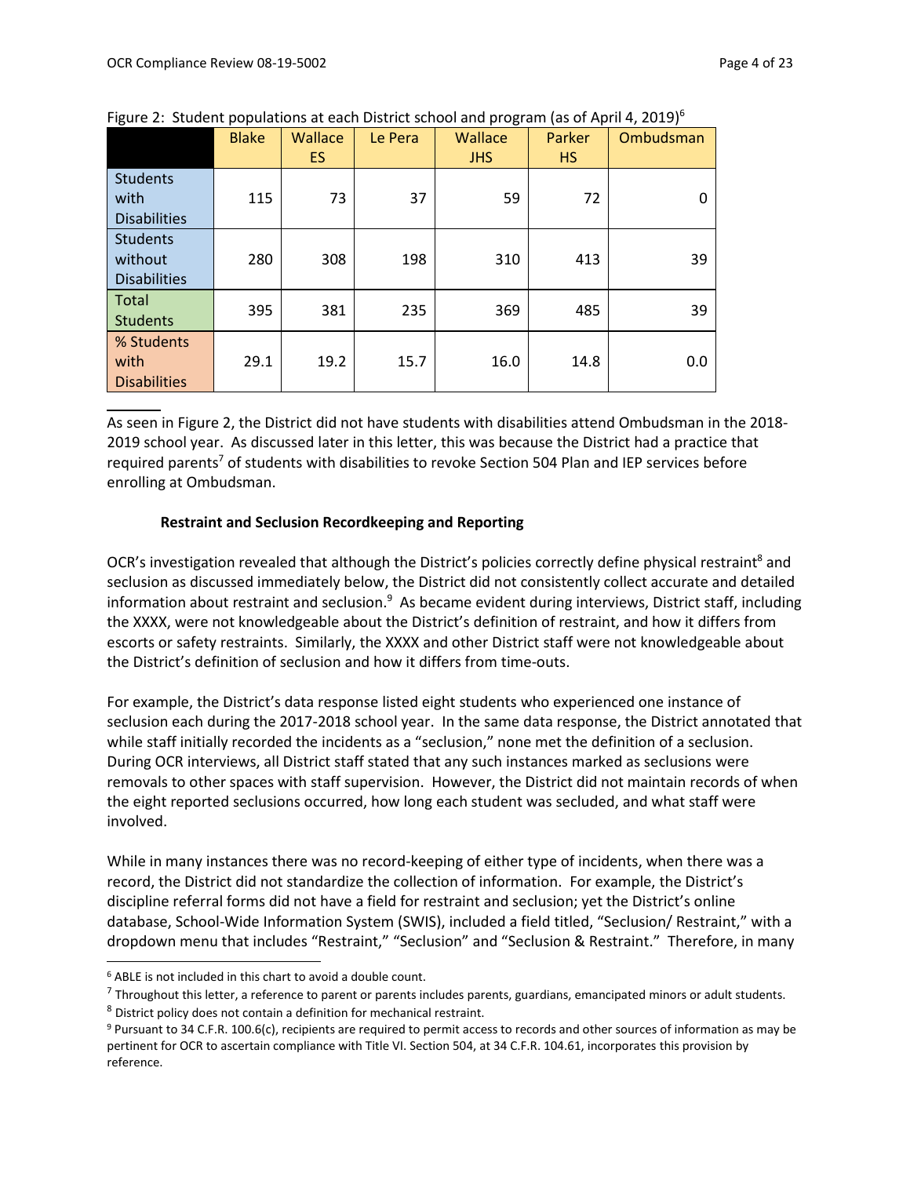Figure 2: Student populations at each District school and program (as of April 4, 2019)[6]

| | Blake | Wallace ES | Le Pera | Wallace JHS | Parker HS | Ombudsman |
|---|---|---|---|---|---|---|
| Students with Disabilities | 115 | 73 | 37 | 59 | 72 | 0 |
| Students without Disabilities | 280 | 308 | 198 | 310 | 413 | 39 |
| Total Students | 395 | 381 | 235 | 369 | 485 | 39 |
| % Students with Disabilities | 29.1 | 19.2 | 15.7 | 16.0 | 14.8 | 0.0 |

As seen in Figure 2, the District did not have students with disabilities attend Ombudsman in the 2018-2019 school year. As discussed later in this letter, this was because the District had a practice that required parents[7] of students with disabilities to revoke Section 504 Plan and IEP services before enrolling at Ombudsman.

**Restraint and Seclusion Recordkeeping and Reporting**

OCR's investigation revealed that although the District's policies correctly define physical restraint[8] and seclusion as discussed immediately below, the District did not consistently collect accurate and detailed information about restraint and seclusion.[9] As became evident during interviews, District staff, including the XXXX, were not knowledgeable about the District's definition of restraint, and how it differs from escorts or safety restraints. Similarly, the XXXX and other District staff were not knowledgeable about the District's definition of seclusion and how it differs from time-outs.

For example, the District's data response listed eight students who experienced one instance of seclusion each during the 2017-2018 school year. In the same data response, the District annotated that while staff initially recorded the incidents as a "seclusion," none met the definition of a seclusion. During OCR interviews, all District staff stated that any such instances marked as seclusions were removals to other spaces with staff supervision. However, the District did not maintain records of when the eight reported seclusions occurred, how long each student was secluded, and what staff were involved.

While in many instances there was no record-keeping of either type of incidents, when there was a record, the District did not standardize the collection of information. For example, the District's discipline referral forms did not have a field for restraint and seclusion; yet the District's online database, School-Wide Information System (SWIS), included a field titled, "Seclusion/ Restraint," with a dropdown menu that includes "Restraint," "Seclusion" and "Seclusion & Restraint." Therefore, in many

[6] ABLE is not included in this chart to avoid a double count.

[7] Throughout this letter, a reference to parent or parents includes parents, guardians, emancipated minors or adult students.

[8] District policy does not contain a definition for mechanical restraint.

[9] Pursuant to 34 C.F.R. 100.6(c), recipients are required to permit access to records and other sources of information as may be pertinent for OCR to ascertain compliance with Title VI. Section 504, at 34 C.F.R. 104.61, incorporates this provision by reference.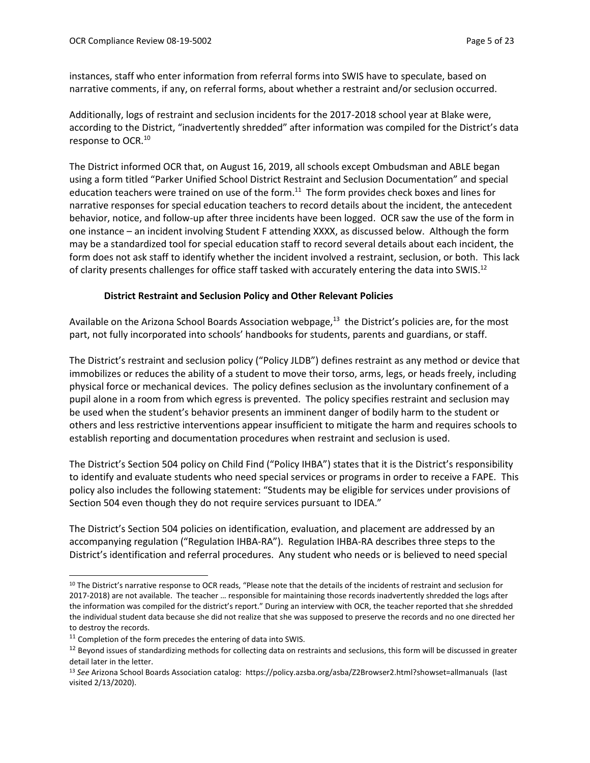instances, staff who enter information from referral forms into SWIS have to speculate, based on narrative comments, if any, on referral forms, about whether a restraint and/or seclusion occurred.

Additionally, logs of restraint and seclusion incidents for the 2017-2018 school year at Blake were, according to the District, "inadvertently shredded" after information was compiled for the District's data response to OCR.[10]

The District informed OCR that, on August 16, 2019, all schools except Ombudsman and ABLE began using a form titled "Parker Unified School District Restraint and Seclusion Documentation" and special education teachers were trained on use of the form.[11] The form provides check boxes and lines for narrative responses for special education teachers to record details about the incident, the antecedent behavior, notice, and follow-up after three incidents have been logged. OCR saw the use of the form in one instance – an incident involving Student F attending XXXX, as discussed below. Although the form may be a standardized tool for special education staff to record several details about each incident, the form does not ask staff to identify whether the incident involved a restraint, seclusion, or both. This lack of clarity presents challenges for office staff tasked with accurately entering the data into SWIS.[12]

### District Restraint and Seclusion Policy and Other Relevant Policies

Available on the Arizona School Boards Association webpage,[13] the District's policies are, for the most part, not fully incorporated into schools' handbooks for students, parents and guardians, or staff.

The District's restraint and seclusion policy ("Policy JLDB") defines restraint as any method or device that immobilizes or reduces the ability of a student to move their torso, arms, legs, or heads freely, including physical force or mechanical devices. The policy defines seclusion as the involuntary confinement of a pupil alone in a room from which egress is prevented. The policy specifies restraint and seclusion may be used when the student's behavior presents an imminent danger of bodily harm to the student or others and less restrictive interventions appear insufficient to mitigate the harm and requires schools to establish reporting and documentation procedures when restraint and seclusion is used.

The District's Section 504 policy on Child Find ("Policy IHBA") states that it is the District's responsibility to identify and evaluate students who need special services or programs in order to receive a FAPE. This policy also includes the following statement: "Students may be eligible for services under provisions of Section 504 even though they do not require services pursuant to IDEA."

The District's Section 504 policies on identification, evaluation, and placement are addressed by an accompanying regulation ("Regulation IHBA-RA"). Regulation IHBA-RA describes three steps to the District's identification and referral procedures. Any student who needs or is believed to need special

---

[10] The District's narrative response to OCR reads, "Please note that the details of the incidents of restraint and seclusion for 2017-2018) are not available. The teacher … responsible for maintaining those records inadvertently shredded the logs after the information was compiled for the district's report." During an interview with OCR, the teacher reported that she shredded the individual student data because she did not realize that she was supposed to preserve the records and no one directed her to destroy the records.

[11] Completion of the form precedes the entering of data into SWIS.

[12] Beyond issues of standardizing methods for collecting data on restraints and seclusions, this form will be discussed in greater detail later in the letter.

[13] *See* Arizona School Boards Association catalog: https://policy.azsba.org/asba/Z2Browser2.html?showset=allmanuals (last visited 2/13/2020).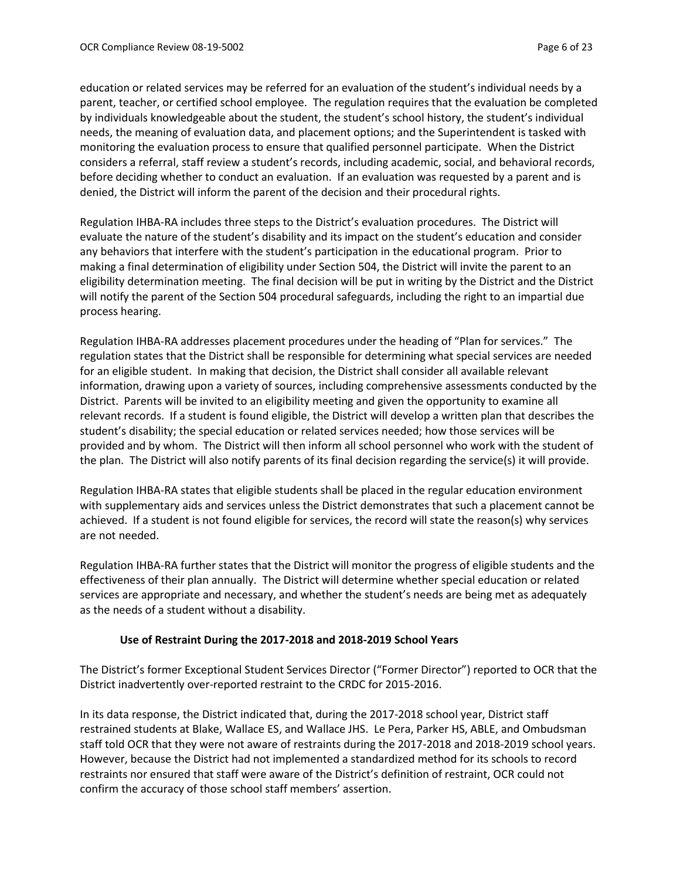education or related services may be referred for an evaluation of the student's individual needs by a parent, teacher, or certified school employee. The regulation requires that the evaluation be completed by individuals knowledgeable about the student, the student's school history, the student's individual needs, the meaning of evaluation data, and placement options; and the Superintendent is tasked with monitoring the evaluation process to ensure that qualified personnel participate. When the District considers a referral, staff review a student's records, including academic, social, and behavioral records, before deciding whether to conduct an evaluation. If an evaluation was requested by a parent and is denied, the District will inform the parent of the decision and their procedural rights.

Regulation IHBA-RA includes three steps to the District's evaluation procedures. The District will evaluate the nature of the student's disability and its impact on the student's education and consider any behaviors that interfere with the student's participation in the educational program. Prior to making a final determination of eligibility under Section 504, the District will invite the parent to an eligibility determination meeting. The final decision will be put in writing by the District and the District will notify the parent of the Section 504 procedural safeguards, including the right to an impartial due process hearing.

Regulation IHBA-RA addresses placement procedures under the heading of "Plan for services." The regulation states that the District shall be responsible for determining what special services are needed for an eligible student. In making that decision, the District shall consider all available relevant information, drawing upon a variety of sources, including comprehensive assessments conducted by the District. Parents will be invited to an eligibility meeting and given the opportunity to examine all relevant records. If a student is found eligible, the District will develop a written plan that describes the student's disability; the special education or related services needed; how those services will be provided and by whom. The District will then inform all school personnel who work with the student of the plan. The District will also notify parents of its final decision regarding the service(s) it will provide.

Regulation IHBA-RA states that eligible students shall be placed in the regular education environment with supplementary aids and services unless the District demonstrates that such a placement cannot be achieved. If a student is not found eligible for services, the record will state the reason(s) why services are not needed.

Regulation IHBA-RA further states that the District will monitor the progress of eligible students and the effectiveness of their plan annually. The District will determine whether special education or related services are appropriate and necessary, and whether the student's needs are being met as adequately as the needs of a student without a disability.

### Use of Restraint During the 2017-2018 and 2018-2019 School Years

The District's former Exceptional Student Services Director ("Former Director") reported to OCR that the District inadvertently over-reported restraint to the CRDC for 2015-2016.

In its data response, the District indicated that, during the 2017-2018 school year, District staff restrained students at Blake, Wallace ES, and Wallace JHS. Le Pera, Parker HS, ABLE, and Ombudsman staff told OCR that they were not aware of restraints during the 2017-2018 and 2018-2019 school years. However, because the District had not implemented a standardized method for its schools to record restraints nor ensured that staff were aware of the District's definition of restraint, OCR could not confirm the accuracy of those school staff members' assertion.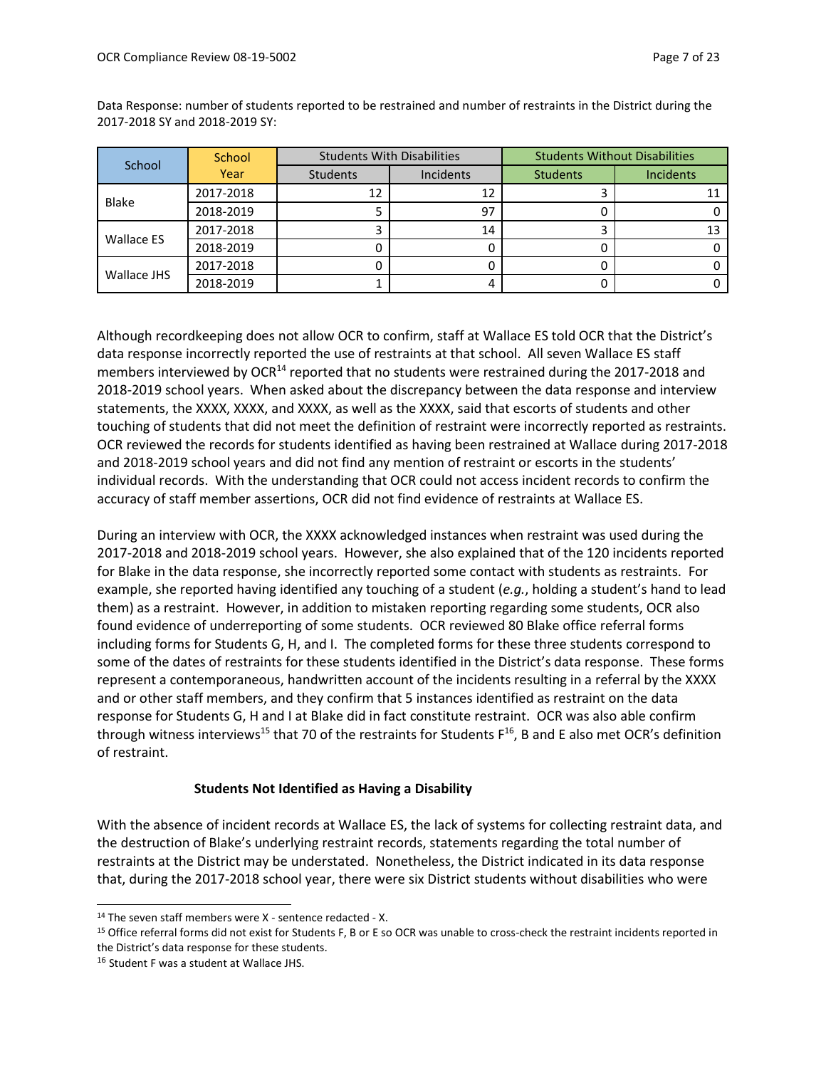Data Response: number of students reported to be restrained and number of restraints in the District during the 2017-2018 SY and 2018-2019 SY:

| School | School Year | Students With Disabilities | | Students Without Disabilities | |
|---|---|---|---|---|---|
| | | Students | Incidents | Students | Incidents |
| Blake | 2017-2018 | 12 | 12 | 3 | 11 |
| | 2018-2019 | 5 | 97 | 0 | 0 |
| Wallace ES | 2017-2018 | 3 | 14 | 3 | 13 |
| | 2018-2019 | 0 | 0 | 0 | 0 |
| Wallace JHS | 2017-2018 | 0 | 0 | 0 | 0 |
| | 2018-2019 | 1 | 4 | 0 | 0 |

Although recordkeeping does not allow OCR to confirm, staff at Wallace ES told OCR that the District's data response incorrectly reported the use of restraints at that school. All seven Wallace ES staff members interviewed by OCR[14] reported that no students were restrained during the 2017-2018 and 2018-2019 school years. When asked about the discrepancy between the data response and interview statements, the XXXX, XXXX, and XXXX, as well as the XXXX, said that escorts of students and other touching of students that did not meet the definition of restraint were incorrectly reported as restraints. OCR reviewed the records for students identified as having been restrained at Wallace during 2017-2018 and 2018-2019 school years and did not find any mention of restraint or escorts in the students' individual records. With the understanding that OCR could not access incident records to confirm the accuracy of staff member assertions, OCR did not find evidence of restraints at Wallace ES.

During an interview with OCR, the XXXX acknowledged instances when restraint was used during the 2017-2018 and 2018-2019 school years. However, she also explained that of the 120 incidents reported for Blake in the data response, she incorrectly reported some contact with students as restraints. For example, she reported having identified any touching of a student (*e.g.*, holding a student's hand to lead them) as a restraint. However, in addition to mistaken reporting regarding some students, OCR also found evidence of underreporting of some students. OCR reviewed 80 Blake office referral forms including forms for Students G, H, and I. The completed forms for these three students correspond to some of the dates of restraints for these students identified in the District's data response. These forms represent a contemporaneous, handwritten account of the incidents resulting in a referral by the XXXX and or other staff members, and they confirm that 5 instances identified as restraint on the data response for Students G, H and I at Blake did in fact constitute restraint. OCR was also able confirm through witness interviews[15] that 70 of the restraints for Students F[16], B and E also met OCR's definition of restraint.

#### Students Not Identified as Having a Disability

With the absence of incident records at Wallace ES, the lack of systems for collecting restraint data, and the destruction of Blake's underlying restraint records, statements regarding the total number of restraints at the District may be understated. Nonetheless, the District indicated in its data response that, during the 2017-2018 school year, there were six District students without disabilities who were

---

[14] The seven staff members were X - sentence redacted - X.

[15] Office referral forms did not exist for Students F, B or E so OCR was unable to cross-check the restraint incidents reported in the District's data response for these students.

[16] Student F was a student at Wallace JHS.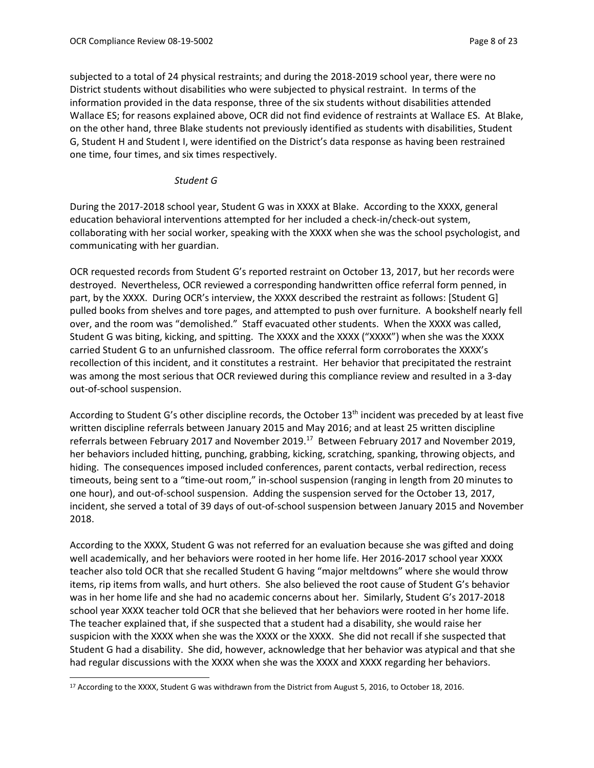subjected to a total of 24 physical restraints; and during the 2018-2019 school year, there were no District students without disabilities who were subjected to physical restraint. In terms of the information provided in the data response, three of the six students without disabilities attended Wallace ES; for reasons explained above, OCR did not find evidence of restraints at Wallace ES. At Blake, on the other hand, three Blake students not previously identified as students with disabilities, Student G, Student H and Student I, were identified on the District's data response as having been restrained one time, four times, and six times respectively.

*Student G*

During the 2017-2018 school year, Student G was in XXXX at Blake. According to the XXXX, general education behavioral interventions attempted for her included a check-in/check-out system, collaborating with her social worker, speaking with the XXXX when she was the school psychologist, and communicating with her guardian.

OCR requested records from Student G's reported restraint on October 13, 2017, but her records were destroyed. Nevertheless, OCR reviewed a corresponding handwritten office referral form penned, in part, by the XXXX. During OCR's interview, the XXXX described the restraint as follows: [Student G] pulled books from shelves and tore pages, and attempted to push over furniture. A bookshelf nearly fell over, and the room was "demolished." Staff evacuated other students. When the XXXX was called, Student G was biting, kicking, and spitting. The XXXX and the XXXX ("XXXX") when she was the XXXX carried Student G to an unfurnished classroom. The office referral form corroborates the XXXX's recollection of this incident, and it constitutes a restraint. Her behavior that precipitated the restraint was among the most serious that OCR reviewed during this compliance review and resulted in a 3-day out-of-school suspension.

According to Student G's other discipline records, the October 13th incident was preceded by at least five written discipline referrals between January 2015 and May 2016; and at least 25 written discipline referrals between February 2017 and November 2019.[17] Between February 2017 and November 2019, her behaviors included hitting, punching, grabbing, kicking, scratching, spanking, throwing objects, and hiding. The consequences imposed included conferences, parent contacts, verbal redirection, recess timeouts, being sent to a "time-out room," in-school suspension (ranging in length from 20 minutes to one hour), and out-of-school suspension. Adding the suspension served for the October 13, 2017, incident, she served a total of 39 days of out-of-school suspension between January 2015 and November 2018.

According to the XXXX, Student G was not referred for an evaluation because she was gifted and doing well academically, and her behaviors were rooted in her home life. Her 2016-2017 school year XXXX teacher also told OCR that she recalled Student G having "major meltdowns" where she would throw items, rip items from walls, and hurt others. She also believed the root cause of Student G's behavior was in her home life and she had no academic concerns about her. Similarly, Student G's 2017-2018 school year XXXX teacher told OCR that she believed that her behaviors were rooted in her home life. The teacher explained that, if she suspected that a student had a disability, she would raise her suspicion with the XXXX when she was the XXXX or the XXXX. She did not recall if she suspected that Student G had a disability. She did, however, acknowledge that her behavior was atypical and that she had regular discussions with the XXXX when she was the XXXX and XXXX regarding her behaviors.

[17] According to the XXXX, Student G was withdrawn from the District from August 5, 2016, to October 18, 2016.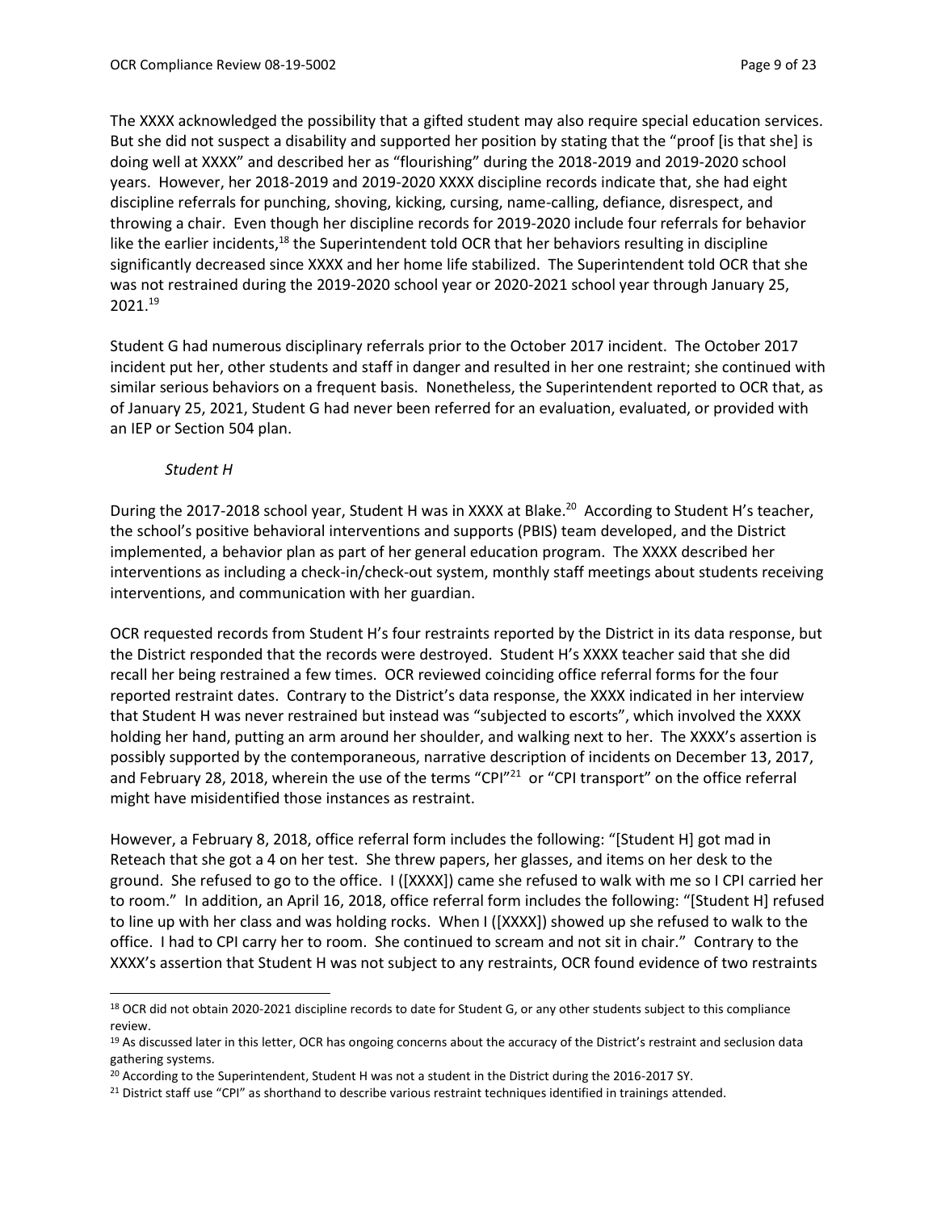The XXXX acknowledged the possibility that a gifted student may also require special education services. But she did not suspect a disability and supported her position by stating that the "proof [is that she] is doing well at XXXX" and described her as "flourishing" during the 2018-2019 and 2019-2020 school years. However, her 2018-2019 and 2019-2020 XXXX discipline records indicate that, she had eight discipline referrals for punching, shoving, kicking, cursing, name-calling, defiance, disrespect, and throwing a chair. Even though her discipline records for 2019-2020 include four referrals for behavior like the earlier incidents,[18] the Superintendent told OCR that her behaviors resulting in discipline significantly decreased since XXXX and her home life stabilized. The Superintendent told OCR that she was not restrained during the 2019-2020 school year or 2020-2021 school year through January 25, 2021.[19]

Student G had numerous disciplinary referrals prior to the October 2017 incident. The October 2017 incident put her, other students and staff in danger and resulted in her one restraint; she continued with similar serious behaviors on a frequent basis. Nonetheless, the Superintendent reported to OCR that, as of January 25, 2021, Student G had never been referred for an evaluation, evaluated, or provided with an IEP or Section 504 plan.

*Student H*

During the 2017-2018 school year, Student H was in XXXX at Blake.[20] According to Student H's teacher, the school's positive behavioral interventions and supports (PBIS) team developed, and the District implemented, a behavior plan as part of her general education program. The XXXX described her interventions as including a check-in/check-out system, monthly staff meetings about students receiving interventions, and communication with her guardian.

OCR requested records from Student H's four restraints reported by the District in its data response, but the District responded that the records were destroyed. Student H's XXXX teacher said that she did recall her being restrained a few times. OCR reviewed coinciding office referral forms for the four reported restraint dates. Contrary to the District's data response, the XXXX indicated in her interview that Student H was never restrained but instead was "subjected to escorts", which involved the XXXX holding her hand, putting an arm around her shoulder, and walking next to her. The XXXX's assertion is possibly supported by the contemporaneous, narrative description of incidents on December 13, 2017, and February 28, 2018, wherein the use of the terms "CPI"[21] or "CPI transport" on the office referral might have misidentified those instances as restraint.

However, a February 8, 2018, office referral form includes the following: "[Student H] got mad in Reteach that she got a 4 on her test. She threw papers, her glasses, and items on her desk to the ground. She refused to go to the office. I ([XXXX]) came she refused to walk with me so I CPI carried her to room." In addition, an April 16, 2018, office referral form includes the following: "[Student H] refused to line up with her class and was holding rocks. When I ([XXXX]) showed up she refused to walk to the office. I had to CPI carry her to room. She continued to scream and not sit in chair." Contrary to the XXXX's assertion that Student H was not subject to any restraints, OCR found evidence of two restraints

---

[18] OCR did not obtain 2020-2021 discipline records to date for Student G, or any other students subject to this compliance review.

[19] As discussed later in this letter, OCR has ongoing concerns about the accuracy of the District's restraint and seclusion data gathering systems.

[20] According to the Superintendent, Student H was not a student in the District during the 2016-2017 SY.

[21] District staff use "CPI" as shorthand to describe various restraint techniques identified in trainings attended.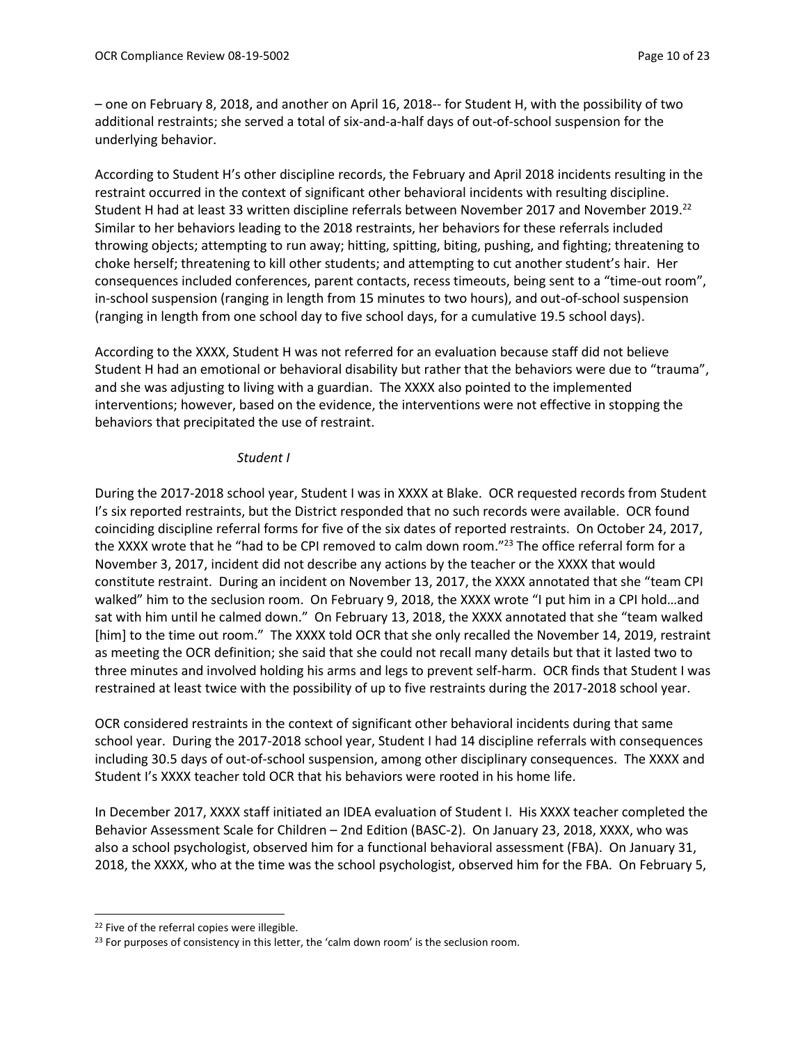– one on February 8, 2018, and another on April 16, 2018-- for Student H, with the possibility of two additional restraints; she served a total of six-and-a-half days of out-of-school suspension for the underlying behavior.

According to Student H's other discipline records, the February and April 2018 incidents resulting in the restraint occurred in the context of significant other behavioral incidents with resulting discipline. Student H had at least 33 written discipline referrals between November 2017 and November 2019.[22] Similar to her behaviors leading to the 2018 restraints, her behaviors for these referrals included throwing objects; attempting to run away; hitting, spitting, biting, pushing, and fighting; threatening to choke herself; threatening to kill other students; and attempting to cut another student's hair. Her consequences included conferences, parent contacts, recess timeouts, being sent to a "time-out room", in-school suspension (ranging in length from 15 minutes to two hours), and out-of-school suspension (ranging in length from one school day to five school days, for a cumulative 19.5 school days).

According to the XXXX, Student H was not referred for an evaluation because staff did not believe Student H had an emotional or behavioral disability but rather that the behaviors were due to "trauma", and she was adjusting to living with a guardian. The XXXX also pointed to the implemented interventions; however, based on the evidence, the interventions were not effective in stopping the behaviors that precipitated the use of restraint.

*Student I*

During the 2017-2018 school year, Student I was in XXXX at Blake. OCR requested records from Student I's six reported restraints, but the District responded that no such records were available. OCR found coinciding discipline referral forms for five of the six dates of reported restraints. On October 24, 2017, the XXXX wrote that he "had to be CPI removed to calm down room."[23] The office referral form for a November 3, 2017, incident did not describe any actions by the teacher or the XXXX that would constitute restraint. During an incident on November 13, 2017, the XXXX annotated that she "team CPI walked" him to the seclusion room. On February 9, 2018, the XXXX wrote "I put him in a CPI hold…and sat with him until he calmed down." On February 13, 2018, the XXXX annotated that she "team walked [him] to the time out room." The XXXX told OCR that she only recalled the November 14, 2019, restraint as meeting the OCR definition; she said that she could not recall many details but that it lasted two to three minutes and involved holding his arms and legs to prevent self-harm. OCR finds that Student I was restrained at least twice with the possibility of up to five restraints during the 2017-2018 school year.

OCR considered restraints in the context of significant other behavioral incidents during that same school year. During the 2017-2018 school year, Student I had 14 discipline referrals with consequences including 30.5 days of out-of-school suspension, among other disciplinary consequences. The XXXX and Student I's XXXX teacher told OCR that his behaviors were rooted in his home life.

In December 2017, XXXX staff initiated an IDEA evaluation of Student I. His XXXX teacher completed the Behavior Assessment Scale for Children – 2nd Edition (BASC-2). On January 23, 2018, XXXX, who was also a school psychologist, observed him for a functional behavioral assessment (FBA). On January 31, 2018, the XXXX, who at the time was the school psychologist, observed him for the FBA. On February 5,

---

[22] Five of the referral copies were illegible.

[23] For purposes of consistency in this letter, the 'calm down room' is the seclusion room.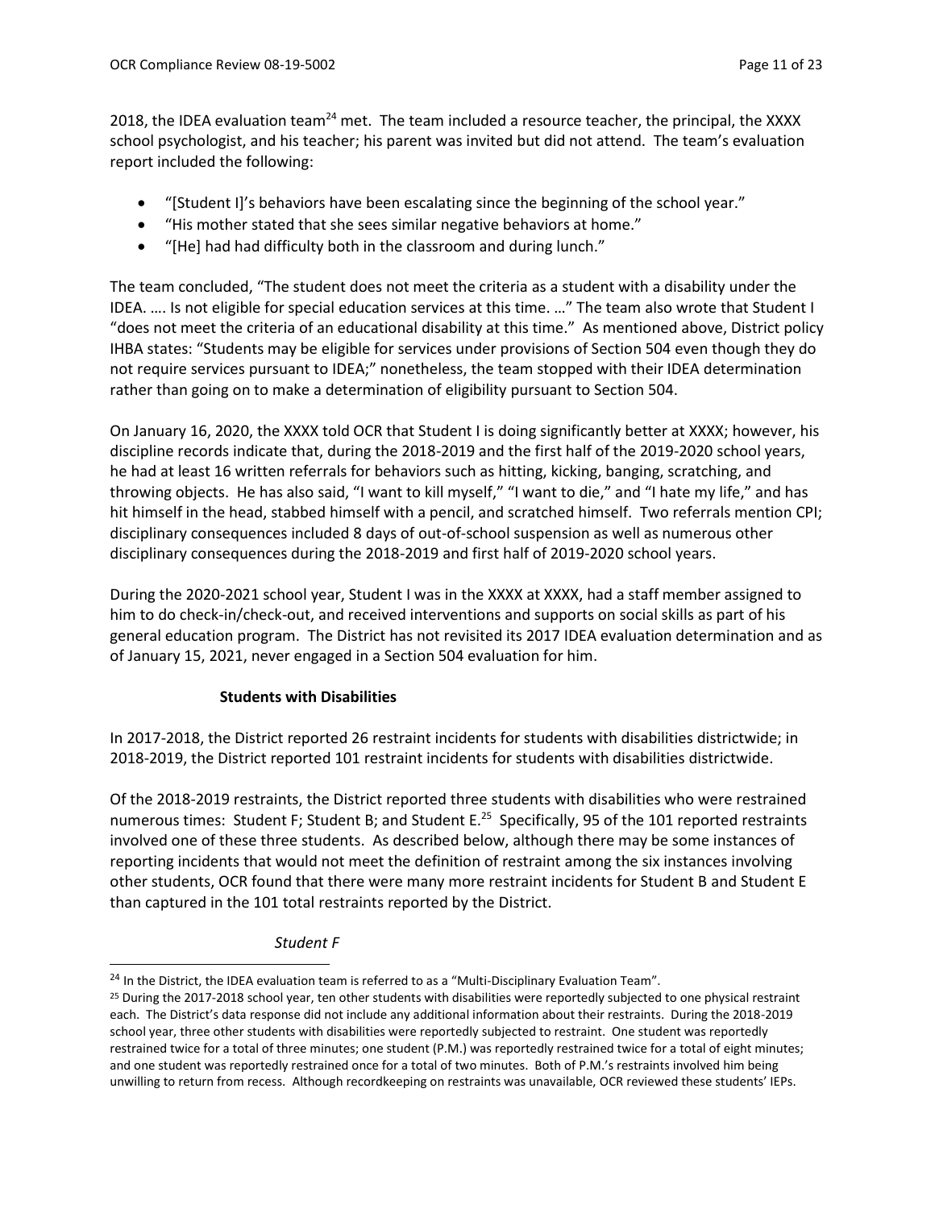2018, the IDEA evaluation team[24] met. The team included a resource teacher, the principal, the XXXX school psychologist, and his teacher; his parent was invited but did not attend. The team's evaluation report included the following:

- "[Student I]'s behaviors have been escalating since the beginning of the school year."
- "His mother stated that she sees similar negative behaviors at home."
- "[He] had had difficulty both in the classroom and during lunch."

The team concluded, "The student does not meet the criteria as a student with a disability under the IDEA. …. Is not eligible for special education services at this time. …" The team also wrote that Student I "does not meet the criteria of an educational disability at this time." As mentioned above, District policy IHBA states: "Students may be eligible for services under provisions of Section 504 even though they do not require services pursuant to IDEA;" nonetheless, the team stopped with their IDEA determination rather than going on to make a determination of eligibility pursuant to Section 504.

On January 16, 2020, the XXXX told OCR that Student I is doing significantly better at XXXX; however, his discipline records indicate that, during the 2018-2019 and the first half of the 2019-2020 school years, he had at least 16 written referrals for behaviors such as hitting, kicking, banging, scratching, and throwing objects. He has also said, "I want to kill myself," "I want to die," and "I hate my life," and has hit himself in the head, stabbed himself with a pencil, and scratched himself. Two referrals mention CPI; disciplinary consequences included 8 days of out-of-school suspension as well as numerous other disciplinary consequences during the 2018-2019 and first half of 2019-2020 school years.

During the 2020-2021 school year, Student I was in the XXXX at XXXX, had a staff member assigned to him to do check-in/check-out, and received interventions and supports on social skills as part of his general education program. The District has not revisited its 2017 IDEA evaluation determination and as of January 15, 2021, never engaged in a Section 504 evaluation for him.

**Students with Disabilities**

In 2017-2018, the District reported 26 restraint incidents for students with disabilities districtwide; in 2018-2019, the District reported 101 restraint incidents for students with disabilities districtwide.

Of the 2018-2019 restraints, the District reported three students with disabilities who were restrained numerous times: Student F; Student B; and Student E.[25] Specifically, 95 of the 101 reported restraints involved one of these three students. As described below, although there may be some instances of reporting incidents that would not meet the definition of restraint among the six instances involving other students, OCR found that there were many more restraint incidents for Student B and Student E than captured in the 101 total restraints reported by the District.

*Student F*

[24] In the District, the IDEA evaluation team is referred to as a "Multi-Disciplinary Evaluation Team".

[25] During the 2017-2018 school year, ten other students with disabilities were reportedly subjected to one physical restraint each. The District's data response did not include any additional information about their restraints. During the 2018-2019 school year, three other students with disabilities were reportedly subjected to restraint. One student was reportedly restrained twice for a total of three minutes; one student (P.M.) was reportedly restrained twice for a total of eight minutes; and one student was reportedly restrained once for a total of two minutes. Both of P.M.'s restraints involved him being unwilling to return from recess. Although recordkeeping on restraints was unavailable, OCR reviewed these students' IEPs.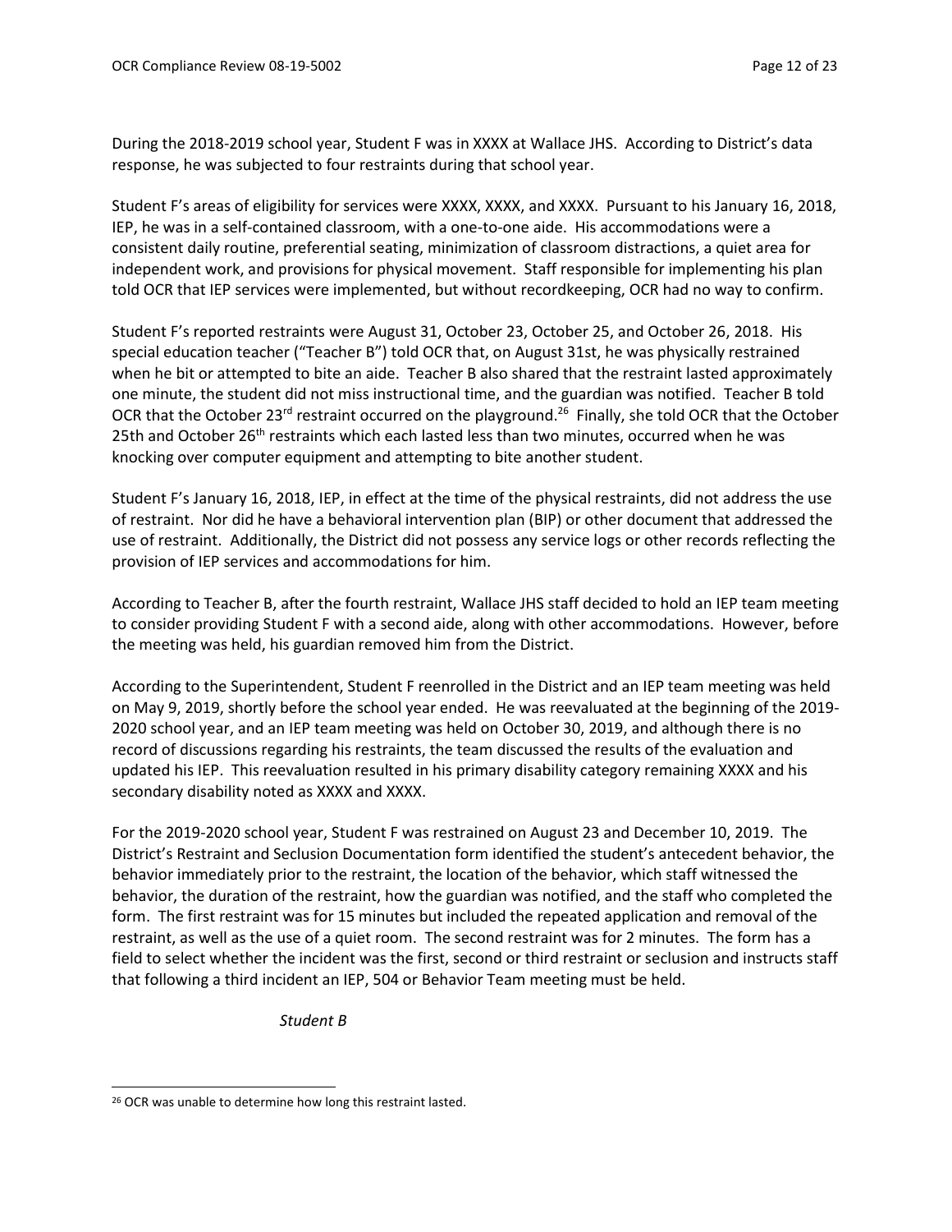During the 2018-2019 school year, Student F was in XXXX at Wallace JHS. According to District's data response, he was subjected to four restraints during that school year.

Student F's areas of eligibility for services were XXXX, XXXX, and XXXX. Pursuant to his January 16, 2018, IEP, he was in a self-contained classroom, with a one-to-one aide. His accommodations were a consistent daily routine, preferential seating, minimization of classroom distractions, a quiet area for independent work, and provisions for physical movement. Staff responsible for implementing his plan told OCR that IEP services were implemented, but without recordkeeping, OCR had no way to confirm.

Student F's reported restraints were August 31, October 23, October 25, and October 26, 2018. His special education teacher ("Teacher B") told OCR that, on August 31st, he was physically restrained when he bit or attempted to bite an aide. Teacher B also shared that the restraint lasted approximately one minute, the student did not miss instructional time, and the guardian was notified. Teacher B told OCR that the October 23rd restraint occurred on the playground.[26] Finally, she told OCR that the October 25th and October 26th restraints which each lasted less than two minutes, occurred when he was knocking over computer equipment and attempting to bite another student.

Student F's January 16, 2018, IEP, in effect at the time of the physical restraints, did not address the use of restraint. Nor did he have a behavioral intervention plan (BIP) or other document that addressed the use of restraint. Additionally, the District did not possess any service logs or other records reflecting the provision of IEP services and accommodations for him.

According to Teacher B, after the fourth restraint, Wallace JHS staff decided to hold an IEP team meeting to consider providing Student F with a second aide, along with other accommodations. However, before the meeting was held, his guardian removed him from the District.

According to the Superintendent, Student F reenrolled in the District and an IEP team meeting was held on May 9, 2019, shortly before the school year ended. He was reevaluated at the beginning of the 2019-2020 school year, and an IEP team meeting was held on October 30, 2019, and although there is no record of discussions regarding his restraints, the team discussed the results of the evaluation and updated his IEP. This reevaluation resulted in his primary disability category remaining XXXX and his secondary disability noted as XXXX and XXXX.

For the 2019-2020 school year, Student F was restrained on August 23 and December 10, 2019. The District's Restraint and Seclusion Documentation form identified the student's antecedent behavior, the behavior immediately prior to the restraint, the location of the behavior, which staff witnessed the behavior, the duration of the restraint, how the guardian was notified, and the staff who completed the form. The first restraint was for 15 minutes but included the repeated application and removal of the restraint, as well as the use of a quiet room. The second restraint was for 2 minutes. The form has a field to select whether the incident was the first, second or third restraint or seclusion and instructs staff that following a third incident an IEP, 504 or Behavior Team meeting must be held.

*Student B*

[26] OCR was unable to determine how long this restraint lasted.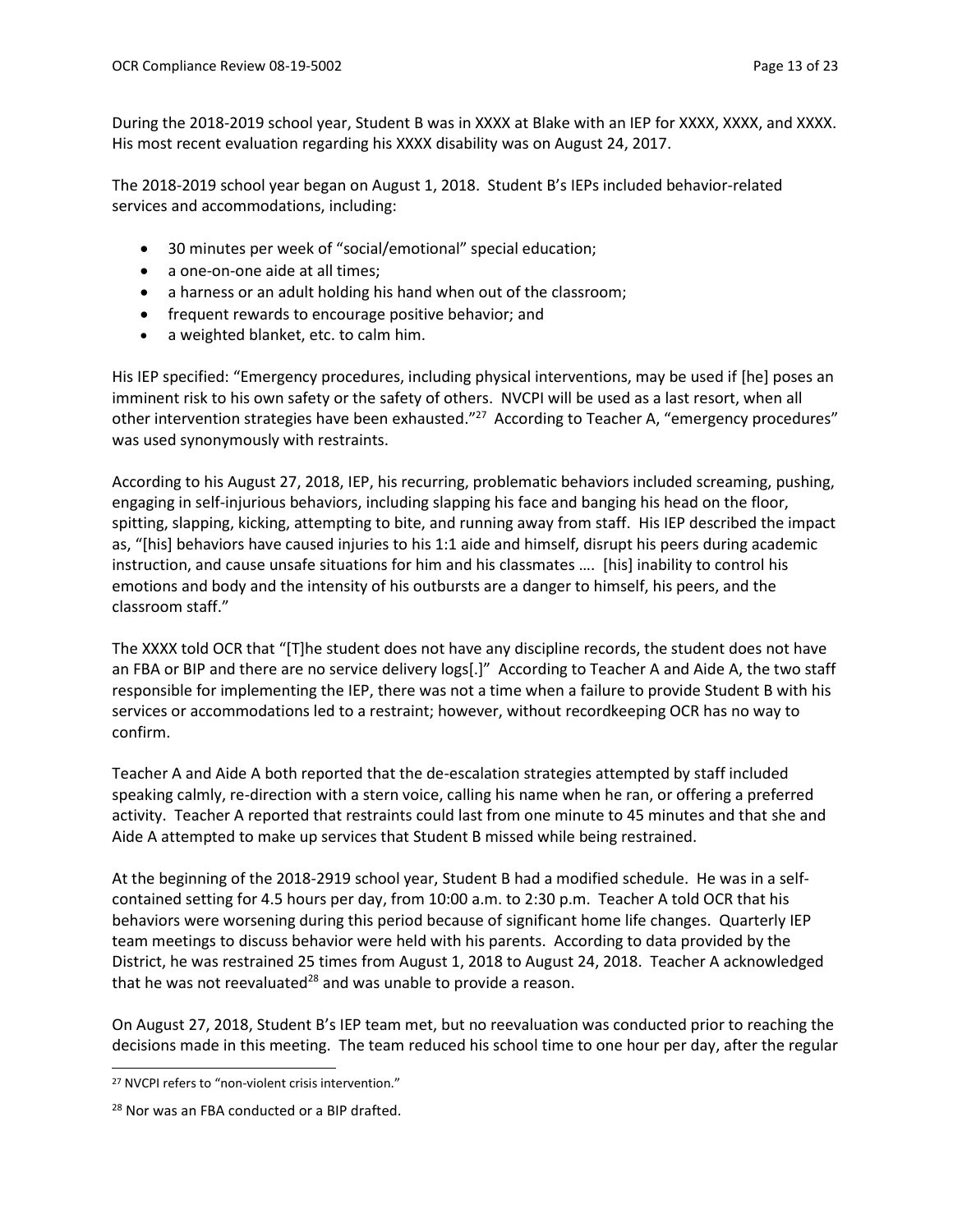During the 2018-2019 school year, Student B was in XXXX at Blake with an IEP for XXXX, XXXX, and XXXX. His most recent evaluation regarding his XXXX disability was on August 24, 2017.

The 2018-2019 school year began on August 1, 2018. Student B's IEPs included behavior-related services and accommodations, including:

- 30 minutes per week of "social/emotional" special education;
- a one-on-one aide at all times;
- a harness or an adult holding his hand when out of the classroom;
- frequent rewards to encourage positive behavior; and
- a weighted blanket, etc. to calm him.

His IEP specified: "Emergency procedures, including physical interventions, may be used if [he] poses an imminent risk to his own safety or the safety of others. NVCPI will be used as a last resort, when all other intervention strategies have been exhausted."[27] According to Teacher A, "emergency procedures" was used synonymously with restraints.

According to his August 27, 2018, IEP, his recurring, problematic behaviors included screaming, pushing, engaging in self-injurious behaviors, including slapping his face and banging his head on the floor, spitting, slapping, kicking, attempting to bite, and running away from staff. His IEP described the impact as, "[his] behaviors have caused injuries to his 1:1 aide and himself, disrupt his peers during academic instruction, and cause unsafe situations for him and his classmates …. [his] inability to control his emotions and body and the intensity of his outbursts are a danger to himself, his peers, and the classroom staff."

The XXXX told OCR that "[T]he student does not have any discipline records, the student does not have an FBA or BIP and there are no service delivery logs[.]" According to Teacher A and Aide A, the two staff responsible for implementing the IEP, there was not a time when a failure to provide Student B with his services or accommodations led to a restraint; however, without recordkeeping OCR has no way to confirm.

Teacher A and Aide A both reported that the de-escalation strategies attempted by staff included speaking calmly, re-direction with a stern voice, calling his name when he ran, or offering a preferred activity. Teacher A reported that restraints could last from one minute to 45 minutes and that she and Aide A attempted to make up services that Student B missed while being restrained.

At the beginning of the 2018-2919 school year, Student B had a modified schedule. He was in a self-contained setting for 4.5 hours per day, from 10:00 a.m. to 2:30 p.m. Teacher A told OCR that his behaviors were worsening during this period because of significant home life changes. Quarterly IEP team meetings to discuss behavior were held with his parents. According to data provided by the District, he was restrained 25 times from August 1, 2018 to August 24, 2018. Teacher A acknowledged that he was not reevaluated[28] and was unable to provide a reason.

On August 27, 2018, Student B's IEP team met, but no reevaluation was conducted prior to reaching the decisions made in this meeting. The team reduced his school time to one hour per day, after the regular

---

[27] NVCPI refers to "non-violent crisis intervention."

[28] Nor was an FBA conducted or a BIP drafted.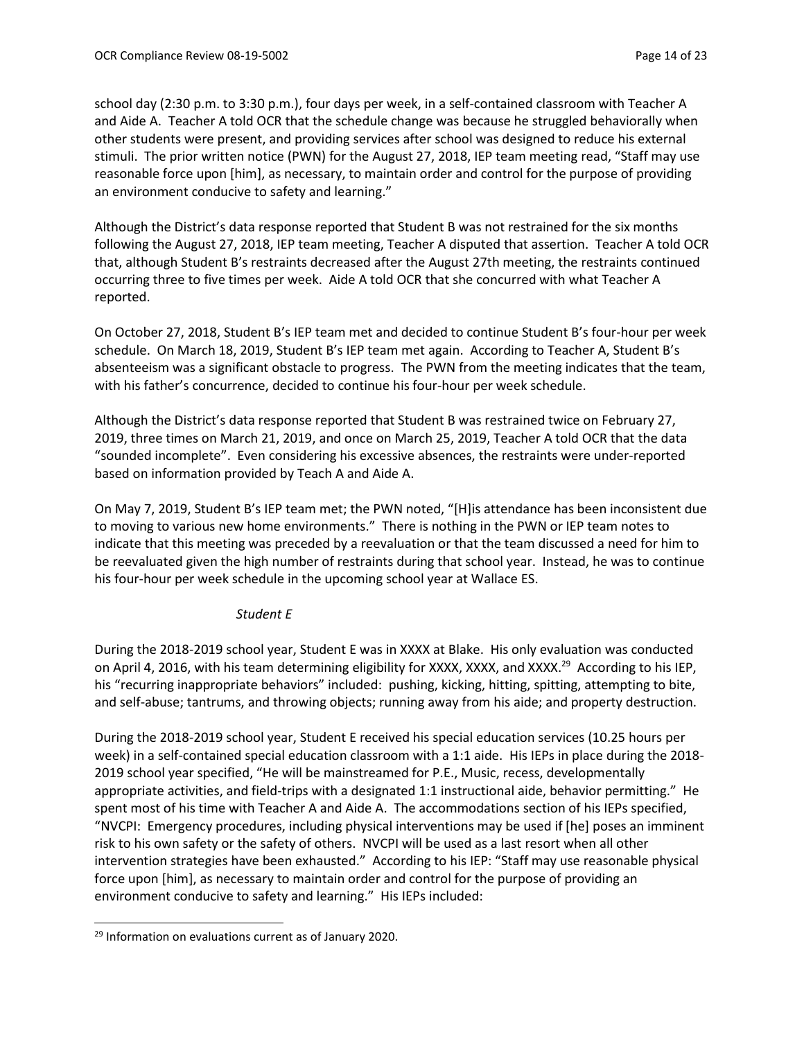school day (2:30 p.m. to 3:30 p.m.), four days per week, in a self-contained classroom with Teacher A and Aide A. Teacher A told OCR that the schedule change was because he struggled behaviorally when other students were present, and providing services after school was designed to reduce his external stimuli. The prior written notice (PWN) for the August 27, 2018, IEP team meeting read, "Staff may use reasonable force upon [him], as necessary, to maintain order and control for the purpose of providing an environment conducive to safety and learning."

Although the District's data response reported that Student B was not restrained for the six months following the August 27, 2018, IEP team meeting, Teacher A disputed that assertion. Teacher A told OCR that, although Student B's restraints decreased after the August 27th meeting, the restraints continued occurring three to five times per week. Aide A told OCR that she concurred with what Teacher A reported.

On October 27, 2018, Student B's IEP team met and decided to continue Student B's four-hour per week schedule. On March 18, 2019, Student B's IEP team met again. According to Teacher A, Student B's absenteeism was a significant obstacle to progress. The PWN from the meeting indicates that the team, with his father's concurrence, decided to continue his four-hour per week schedule.

Although the District's data response reported that Student B was restrained twice on February 27, 2019, three times on March 21, 2019, and once on March 25, 2019, Teacher A told OCR that the data "sounded incomplete". Even considering his excessive absences, the restraints were under-reported based on information provided by Teach A and Aide A.

On May 7, 2019, Student B's IEP team met; the PWN noted, "[H]is attendance has been inconsistent due to moving to various new home environments." There is nothing in the PWN or IEP team notes to indicate that this meeting was preceded by a reevaluation or that the team discussed a need for him to be reevaluated given the high number of restraints during that school year. Instead, he was to continue his four-hour per week schedule in the upcoming school year at Wallace ES.

*Student E*

During the 2018-2019 school year, Student E was in XXXX at Blake. His only evaluation was conducted on April 4, 2016, with his team determining eligibility for XXXX, XXXX, and XXXX.[29] According to his IEP, his "recurring inappropriate behaviors" included: pushing, kicking, hitting, spitting, attempting to bite, and self-abuse; tantrums, and throwing objects; running away from his aide; and property destruction.

During the 2018-2019 school year, Student E received his special education services (10.25 hours per week) in a self-contained special education classroom with a 1:1 aide. His IEPs in place during the 2018-2019 school year specified, "He will be mainstreamed for P.E., Music, recess, developmentally appropriate activities, and field-trips with a designated 1:1 instructional aide, behavior permitting." He spent most of his time with Teacher A and Aide A. The accommodations section of his IEPs specified, "NVCPI: Emergency procedures, including physical interventions may be used if [he] poses an imminent risk to his own safety or the safety of others. NVCPI will be used as a last resort when all other intervention strategies have been exhausted." According to his IEP: "Staff may use reasonable physical force upon [him], as necessary to maintain order and control for the purpose of providing an environment conducive to safety and learning." His IEPs included:

[29] Information on evaluations current as of January 2020.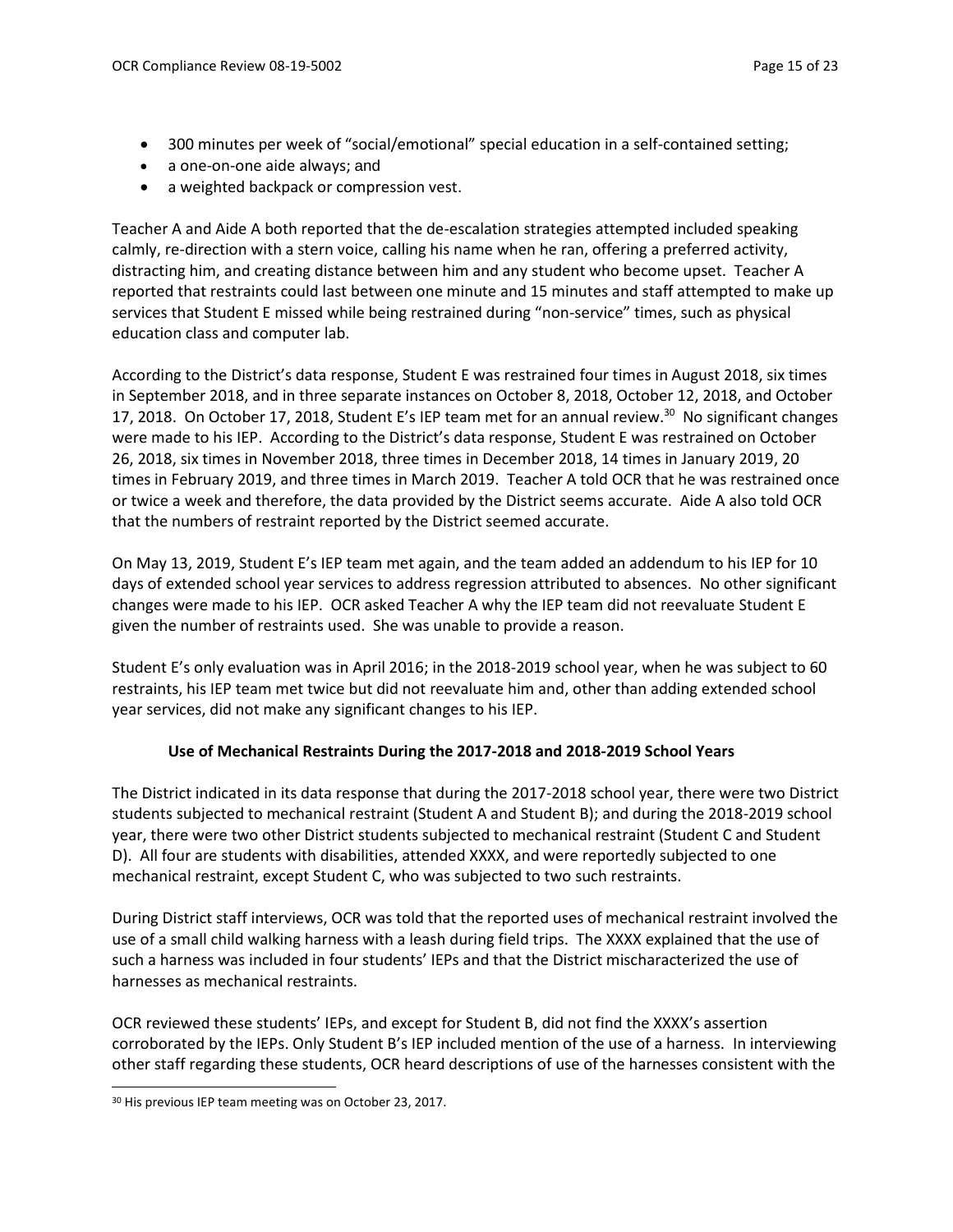- 300 minutes per week of "social/emotional" special education in a self-contained setting;
- a one-on-one aide always; and
- a weighted backpack or compression vest.

Teacher A and Aide A both reported that the de-escalation strategies attempted included speaking calmly, re-direction with a stern voice, calling his name when he ran, offering a preferred activity, distracting him, and creating distance between him and any student who become upset. Teacher A reported that restraints could last between one minute and 15 minutes and staff attempted to make up services that Student E missed while being restrained during "non-service" times, such as physical education class and computer lab.

According to the District's data response, Student E was restrained four times in August 2018, six times in September 2018, and in three separate instances on October 8, 2018, October 12, 2018, and October 17, 2018. On October 17, 2018, Student E's IEP team met for an annual review.[30] No significant changes were made to his IEP. According to the District's data response, Student E was restrained on October 26, 2018, six times in November 2018, three times in December 2018, 14 times in January 2019, 20 times in February 2019, and three times in March 2019. Teacher A told OCR that he was restrained once or twice a week and therefore, the data provided by the District seems accurate. Aide A also told OCR that the numbers of restraint reported by the District seemed accurate.

On May 13, 2019, Student E's IEP team met again, and the team added an addendum to his IEP for 10 days of extended school year services to address regression attributed to absences. No other significant changes were made to his IEP. OCR asked Teacher A why the IEP team did not reevaluate Student E given the number of restraints used. She was unable to provide a reason.

Student E's only evaluation was in April 2016; in the 2018-2019 school year, when he was subject to 60 restraints, his IEP team met twice but did not reevaluate him and, other than adding extended school year services, did not make any significant changes to his IEP.

**Use of Mechanical Restraints During the 2017-2018 and 2018-2019 School Years**

The District indicated in its data response that during the 2017-2018 school year, there were two District students subjected to mechanical restraint (Student A and Student B); and during the 2018-2019 school year, there were two other District students subjected to mechanical restraint (Student C and Student D). All four are students with disabilities, attended XXXX, and were reportedly subjected to one mechanical restraint, except Student C, who was subjected to two such restraints.

During District staff interviews, OCR was told that the reported uses of mechanical restraint involved the use of a small child walking harness with a leash during field trips. The XXXX explained that the use of such a harness was included in four students' IEPs and that the District mischaracterized the use of harnesses as mechanical restraints.

OCR reviewed these students' IEPs, and except for Student B, did not find the XXXX's assertion corroborated by the IEPs. Only Student B's IEP included mention of the use of a harness. In interviewing other staff regarding these students, OCR heard descriptions of use of the harnesses consistent with the

[30] His previous IEP team meeting was on October 23, 2017.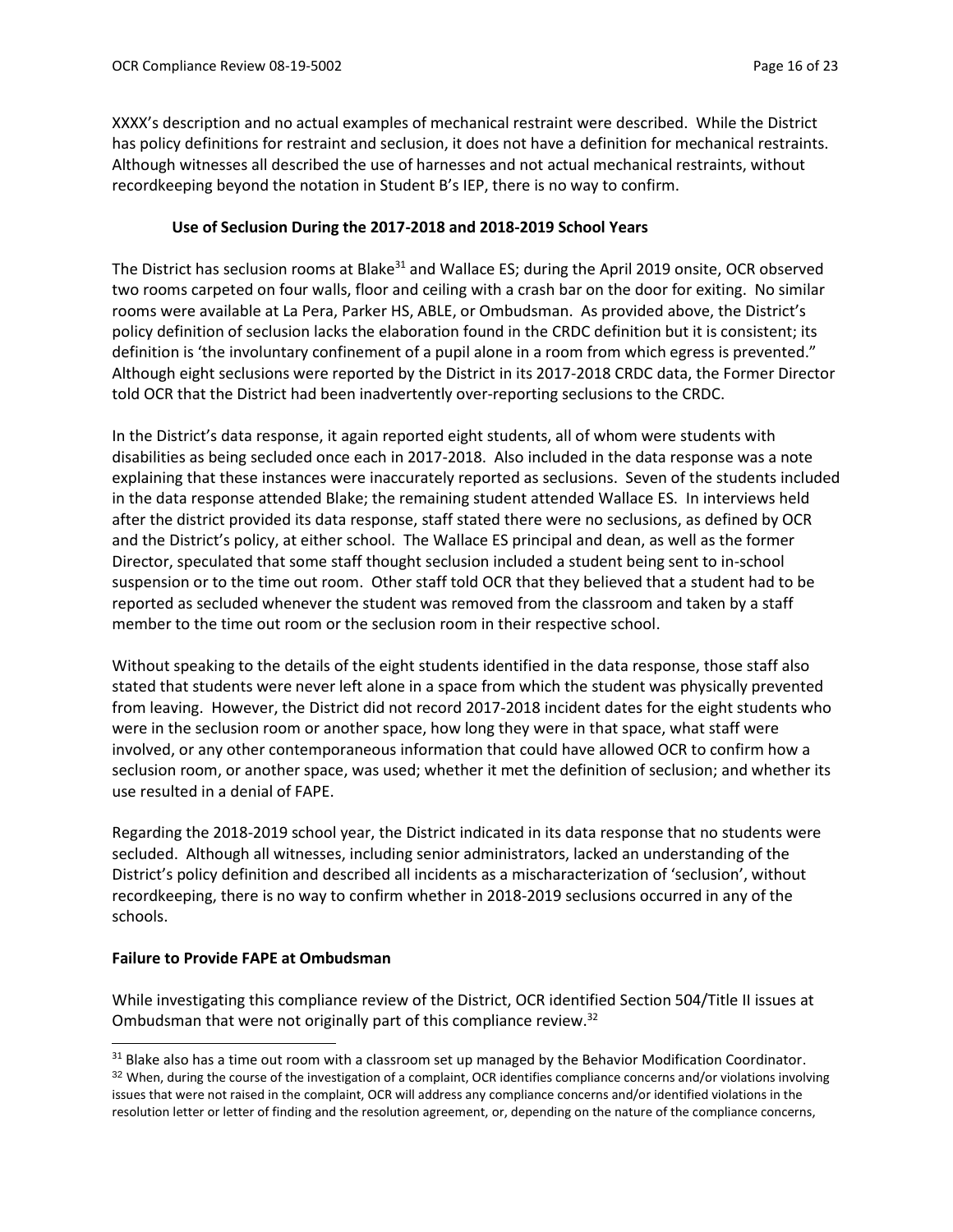XXXX's description and no actual examples of mechanical restraint were described. While the District has policy definitions for restraint and seclusion, it does not have a definition for mechanical restraints. Although witnesses all described the use of harnesses and not actual mechanical restraints, without recordkeeping beyond the notation in Student B's IEP, there is no way to confirm.

### Use of Seclusion During the 2017-2018 and 2018-2019 School Years

The District has seclusion rooms at Blake[31] and Wallace ES; during the April 2019 onsite, OCR observed two rooms carpeted on four walls, floor and ceiling with a crash bar on the door for exiting. No similar rooms were available at La Pera, Parker HS, ABLE, or Ombudsman. As provided above, the District's policy definition of seclusion lacks the elaboration found in the CRDC definition but it is consistent; its definition is 'the involuntary confinement of a pupil alone in a room from which egress is prevented." Although eight seclusions were reported by the District in its 2017-2018 CRDC data, the Former Director told OCR that the District had been inadvertently over-reporting seclusions to the CRDC.

In the District's data response, it again reported eight students, all of whom were students with disabilities as being secluded once each in 2017-2018. Also included in the data response was a note explaining that these instances were inaccurately reported as seclusions. Seven of the students included in the data response attended Blake; the remaining student attended Wallace ES. In interviews held after the district provided its data response, staff stated there were no seclusions, as defined by OCR and the District's policy, at either school. The Wallace ES principal and dean, as well as the former Director, speculated that some staff thought seclusion included a student being sent to in-school suspension or to the time out room. Other staff told OCR that they believed that a student had to be reported as secluded whenever the student was removed from the classroom and taken by a staff member to the time out room or the seclusion room in their respective school.

Without speaking to the details of the eight students identified in the data response, those staff also stated that students were never left alone in a space from which the student was physically prevented from leaving. However, the District did not record 2017-2018 incident dates for the eight students who were in the seclusion room or another space, how long they were in that space, what staff were involved, or any other contemporaneous information that could have allowed OCR to confirm how a seclusion room, or another space, was used; whether it met the definition of seclusion; and whether its use resulted in a denial of FAPE.

Regarding the 2018-2019 school year, the District indicated in its data response that no students were secluded. Although all witnesses, including senior administrators, lacked an understanding of the District's policy definition and described all incidents as a mischaracterization of 'seclusion', without recordkeeping, there is no way to confirm whether in 2018-2019 seclusions occurred in any of the schools.

## Failure to Provide FAPE at Ombudsman

While investigating this compliance review of the District, OCR identified Section 504/Title II issues at Ombudsman that were not originally part of this compliance review.[32]

---

[31] Blake also has a time out room with a classroom set up managed by the Behavior Modification Coordinator.

[32] When, during the course of the investigation of a complaint, OCR identifies compliance concerns and/or violations involving issues that were not raised in the complaint, OCR will address any compliance concerns and/or identified violations in the resolution letter or letter of finding and the resolution agreement, or, depending on the nature of the compliance concerns,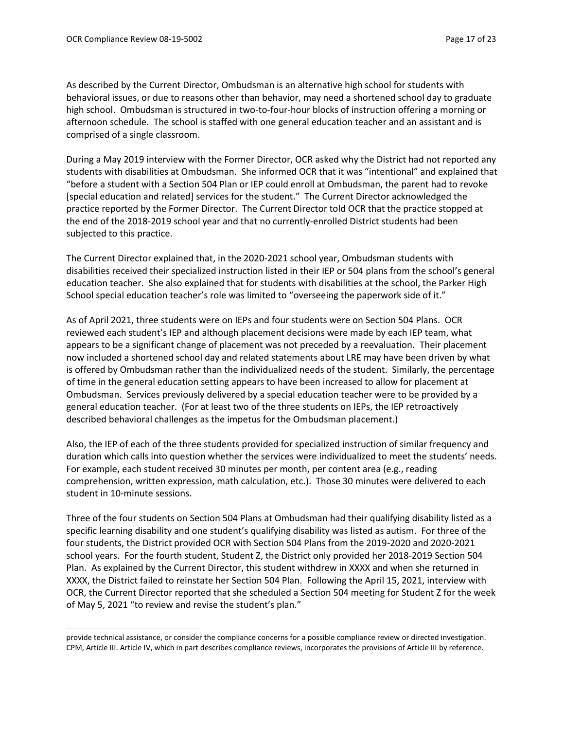As described by the Current Director, Ombudsman is an alternative high school for students with behavioral issues, or due to reasons other than behavior, may need a shortened school day to graduate high school. Ombudsman is structured in two-to-four-hour blocks of instruction offering a morning or afternoon schedule. The school is staffed with one general education teacher and an assistant and is comprised of a single classroom.

During a May 2019 interview with the Former Director, OCR asked why the District had not reported any students with disabilities at Ombudsman. She informed OCR that it was "intentional" and explained that "before a student with a Section 504 Plan or IEP could enroll at Ombudsman, the parent had to revoke [special education and related] services for the student." The Current Director acknowledged the practice reported by the Former Director. The Current Director told OCR that the practice stopped at the end of the 2018-2019 school year and that no currently-enrolled District students had been subjected to this practice.

The Current Director explained that, in the 2020-2021 school year, Ombudsman students with disabilities received their specialized instruction listed in their IEP or 504 plans from the school's general education teacher. She also explained that for students with disabilities at the school, the Parker High School special education teacher's role was limited to "overseeing the paperwork side of it."

As of April 2021, three students were on IEPs and four students were on Section 504 Plans. OCR reviewed each student's IEP and although placement decisions were made by each IEP team, what appears to be a significant change of placement was not preceded by a reevaluation. Their placement now included a shortened school day and related statements about LRE may have been driven by what is offered by Ombudsman rather than the individualized needs of the student. Similarly, the percentage of time in the general education setting appears to have been increased to allow for placement at Ombudsman. Services previously delivered by a special education teacher were to be provided by a general education teacher. (For at least two of the three students on IEPs, the IEP retroactively described behavioral challenges as the impetus for the Ombudsman placement.)

Also, the IEP of each of the three students provided for specialized instruction of similar frequency and duration which calls into question whether the services were individualized to meet the students' needs. For example, each student received 30 minutes per month, per content area (e.g., reading comprehension, written expression, math calculation, etc.). Those 30 minutes were delivered to each student in 10-minute sessions.

Three of the four students on Section 504 Plans at Ombudsman had their qualifying disability listed as a specific learning disability and one student's qualifying disability was listed as autism. For three of the four students, the District provided OCR with Section 504 Plans from the 2019-2020 and 2020-2021 school years. For the fourth student, Student Z, the District only provided her 2018-2019 Section 504 Plan. As explained by the Current Director, this student withdrew in XXXX and when she returned in XXXX, the District failed to reinstate her Section 504 Plan. Following the April 15, 2021, interview with OCR, the Current Director reported that she scheduled a Section 504 meeting for Student Z for the week of May 5, 2021 "to review and revise the student's plan."

---

provide technical assistance, or consider the compliance concerns for a possible compliance review or directed investigation. CPM, Article III. Article IV, which in part describes compliance reviews, incorporates the provisions of Article III by reference.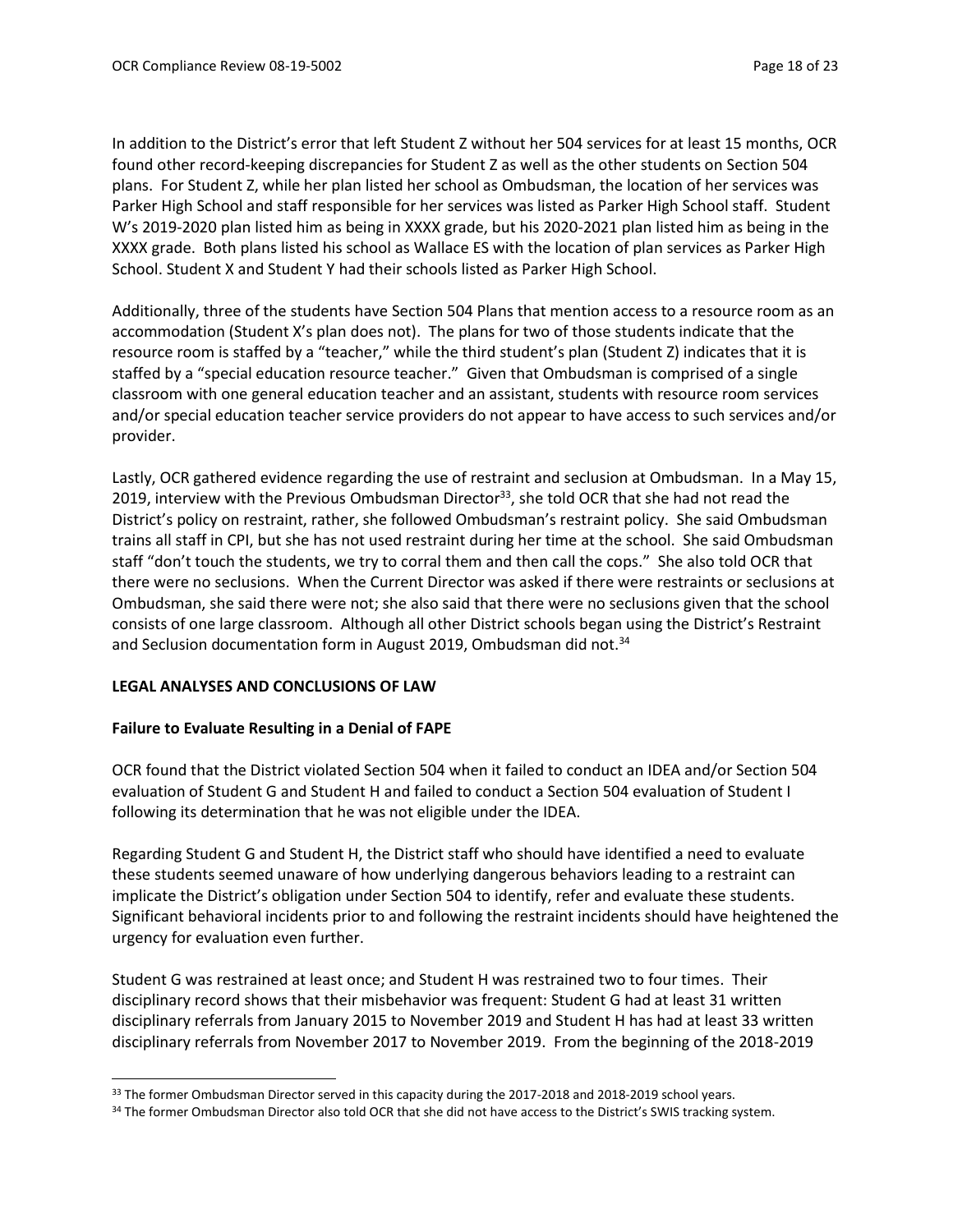In addition to the District's error that left Student Z without her 504 services for at least 15 months, OCR found other record-keeping discrepancies for Student Z as well as the other students on Section 504 plans. For Student Z, while her plan listed her school as Ombudsman, the location of her services was Parker High School and staff responsible for her services was listed as Parker High School staff. Student W's 2019-2020 plan listed him as being in XXXX grade, but his 2020-2021 plan listed him as being in the XXXX grade. Both plans listed his school as Wallace ES with the location of plan services as Parker High School. Student X and Student Y had their schools listed as Parker High School.

Additionally, three of the students have Section 504 Plans that mention access to a resource room as an accommodation (Student X's plan does not). The plans for two of those students indicate that the resource room is staffed by a "teacher," while the third student's plan (Student Z) indicates that it is staffed by a "special education resource teacher." Given that Ombudsman is comprised of a single classroom with one general education teacher and an assistant, students with resource room services and/or special education teacher service providers do not appear to have access to such services and/or provider.

Lastly, OCR gathered evidence regarding the use of restraint and seclusion at Ombudsman. In a May 15, 2019, interview with the Previous Ombudsman Director[33], she told OCR that she had not read the District's policy on restraint, rather, she followed Ombudsman's restraint policy. She said Ombudsman trains all staff in CPI, but she has not used restraint during her time at the school. She said Ombudsman staff "don't touch the students, we try to corral them and then call the cops." She also told OCR that there were no seclusions. When the Current Director was asked if there were restraints or seclusions at Ombudsman, she said there were not; she also said that there were no seclusions given that the school consists of one large classroom. Although all other District schools began using the District's Restraint and Seclusion documentation form in August 2019, Ombudsman did not.[34]

## LEGAL ANALYSES AND CONCLUSIONS OF LAW

### Failure to Evaluate Resulting in a Denial of FAPE

OCR found that the District violated Section 504 when it failed to conduct an IDEA and/or Section 504 evaluation of Student G and Student H and failed to conduct a Section 504 evaluation of Student I following its determination that he was not eligible under the IDEA.

Regarding Student G and Student H, the District staff who should have identified a need to evaluate these students seemed unaware of how underlying dangerous behaviors leading to a restraint can implicate the District's obligation under Section 504 to identify, refer and evaluate these students. Significant behavioral incidents prior to and following the restraint incidents should have heightened the urgency for evaluation even further.

Student G was restrained at least once; and Student H was restrained two to four times. Their disciplinary record shows that their misbehavior was frequent: Student G had at least 31 written disciplinary referrals from January 2015 to November 2019 and Student H has had at least 33 written disciplinary referrals from November 2017 to November 2019. From the beginning of the 2018-2019

---

[33] The former Ombudsman Director served in this capacity during the 2017-2018 and 2018-2019 school years.

[34] The former Ombudsman Director also told OCR that she did not have access to the District's SWIS tracking system.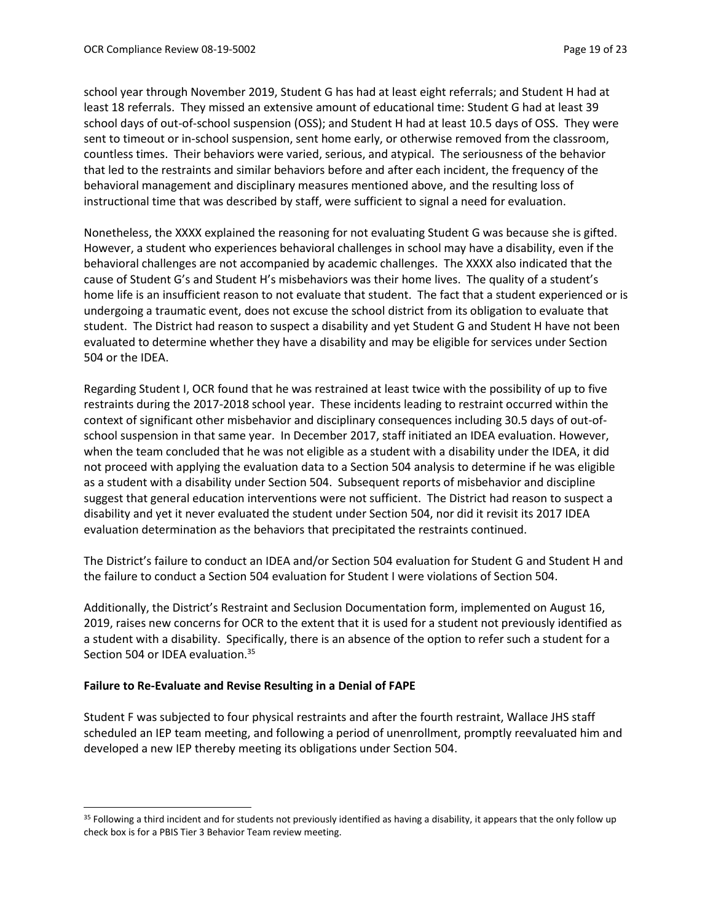school year through November 2019, Student G has had at least eight referrals; and Student H had at least 18 referrals. They missed an extensive amount of educational time: Student G had at least 39 school days of out-of-school suspension (OSS); and Student H had at least 10.5 days of OSS. They were sent to timeout or in-school suspension, sent home early, or otherwise removed from the classroom, countless times. Their behaviors were varied, serious, and atypical. The seriousness of the behavior that led to the restraints and similar behaviors before and after each incident, the frequency of the behavioral management and disciplinary measures mentioned above, and the resulting loss of instructional time that was described by staff, were sufficient to signal a need for evaluation.

Nonetheless, the XXXX explained the reasoning for not evaluating Student G was because she is gifted. However, a student who experiences behavioral challenges in school may have a disability, even if the behavioral challenges are not accompanied by academic challenges. The XXXX also indicated that the cause of Student G's and Student H's misbehaviors was their home lives. The quality of a student's home life is an insufficient reason to not evaluate that student. The fact that a student experienced or is undergoing a traumatic event, does not excuse the school district from its obligation to evaluate that student. The District had reason to suspect a disability and yet Student G and Student H have not been evaluated to determine whether they have a disability and may be eligible for services under Section 504 or the IDEA.

Regarding Student I, OCR found that he was restrained at least twice with the possibility of up to five restraints during the 2017-2018 school year. These incidents leading to restraint occurred within the context of significant other misbehavior and disciplinary consequences including 30.5 days of out-of-school suspension in that same year. In December 2017, staff initiated an IDEA evaluation. However, when the team concluded that he was not eligible as a student with a disability under the IDEA, it did not proceed with applying the evaluation data to a Section 504 analysis to determine if he was eligible as a student with a disability under Section 504. Subsequent reports of misbehavior and discipline suggest that general education interventions were not sufficient. The District had reason to suspect a disability and yet it never evaluated the student under Section 504, nor did it revisit its 2017 IDEA evaluation determination as the behaviors that precipitated the restraints continued.

The District's failure to conduct an IDEA and/or Section 504 evaluation for Student G and Student H and the failure to conduct a Section 504 evaluation for Student I were violations of Section 504.

Additionally, the District's Restraint and Seclusion Documentation form, implemented on August 16, 2019, raises new concerns for OCR to the extent that it is used for a student not previously identified as a student with a disability. Specifically, there is an absence of the option to refer such a student for a Section 504 or IDEA evaluation.[35]

**Failure to Re-Evaluate and Revise Resulting in a Denial of FAPE**

Student F was subjected to four physical restraints and after the fourth restraint, Wallace JHS staff scheduled an IEP team meeting, and following a period of unenrollment, promptly reevaluated him and developed a new IEP thereby meeting its obligations under Section 504.

[35] Following a third incident and for students not previously identified as having a disability, it appears that the only follow up check box is for a PBIS Tier 3 Behavior Team review meeting.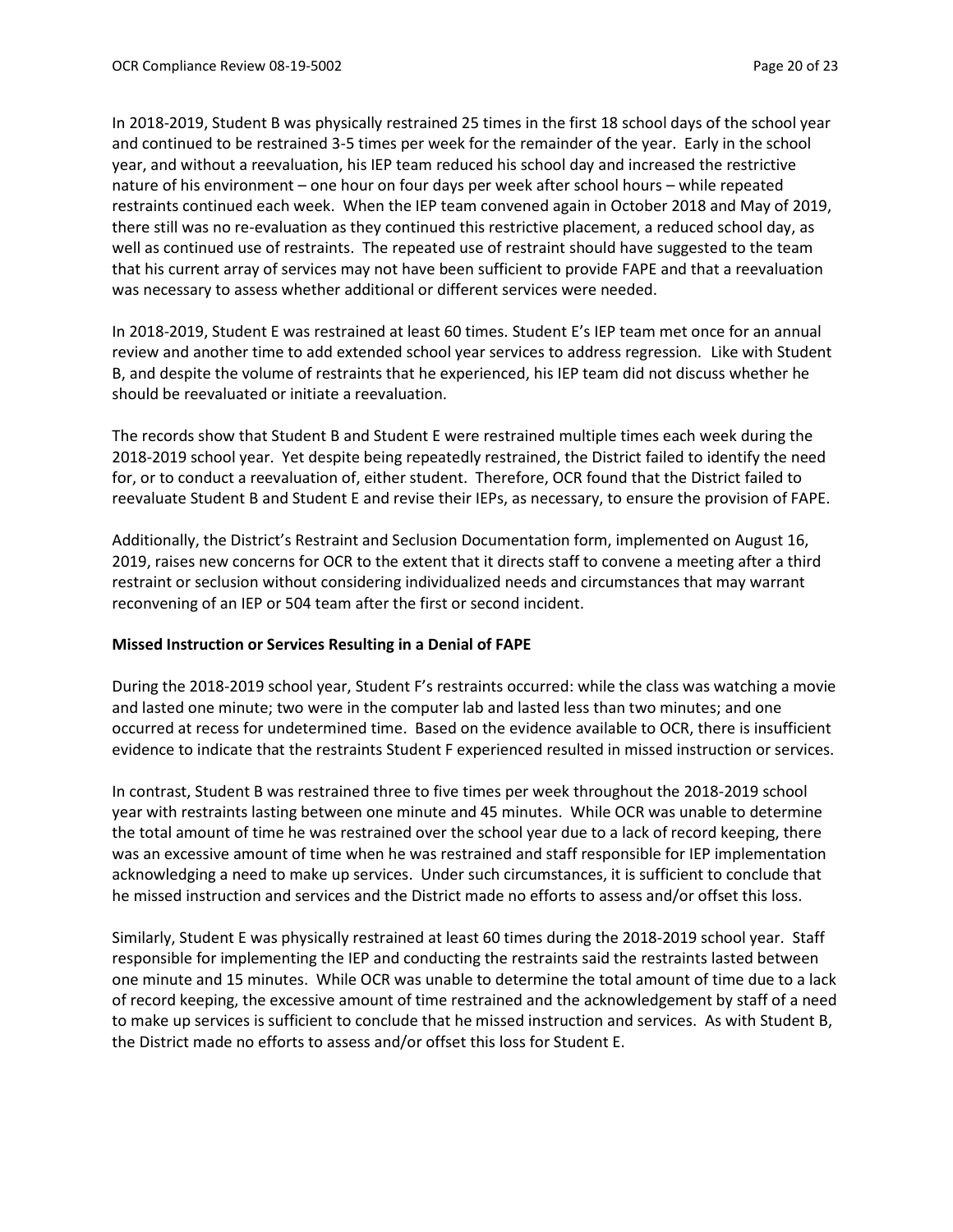In 2018-2019, Student B was physically restrained 25 times in the first 18 school days of the school year and continued to be restrained 3-5 times per week for the remainder of the year. Early in the school year, and without a reevaluation, his IEP team reduced his school day and increased the restrictive nature of his environment – one hour on four days per week after school hours – while repeated restraints continued each week. When the IEP team convened again in October 2018 and May of 2019, there still was no re-evaluation as they continued this restrictive placement, a reduced school day, as well as continued use of restraints. The repeated use of restraint should have suggested to the team that his current array of services may not have been sufficient to provide FAPE and that a reevaluation was necessary to assess whether additional or different services were needed.

In 2018-2019, Student E was restrained at least 60 times. Student E's IEP team met once for an annual review and another time to add extended school year services to address regression. Like with Student B, and despite the volume of restraints that he experienced, his IEP team did not discuss whether he should be reevaluated or initiate a reevaluation.

The records show that Student B and Student E were restrained multiple times each week during the 2018-2019 school year. Yet despite being repeatedly restrained, the District failed to identify the need for, or to conduct a reevaluation of, either student. Therefore, OCR found that the District failed to reevaluate Student B and Student E and revise their IEPs, as necessary, to ensure the provision of FAPE.

Additionally, the District's Restraint and Seclusion Documentation form, implemented on August 16, 2019, raises new concerns for OCR to the extent that it directs staff to convene a meeting after a third restraint or seclusion without considering individualized needs and circumstances that may warrant reconvening of an IEP or 504 team after the first or second incident.

**Missed Instruction or Services Resulting in a Denial of FAPE**

During the 2018-2019 school year, Student F's restraints occurred: while the class was watching a movie and lasted one minute; two were in the computer lab and lasted less than two minutes; and one occurred at recess for undetermined time. Based on the evidence available to OCR, there is insufficient evidence to indicate that the restraints Student F experienced resulted in missed instruction or services.

In contrast, Student B was restrained three to five times per week throughout the 2018-2019 school year with restraints lasting between one minute and 45 minutes. While OCR was unable to determine the total amount of time he was restrained over the school year due to a lack of record keeping, there was an excessive amount of time when he was restrained and staff responsible for IEP implementation acknowledging a need to make up services. Under such circumstances, it is sufficient to conclude that he missed instruction and services and the District made no efforts to assess and/or offset this loss.

Similarly, Student E was physically restrained at least 60 times during the 2018-2019 school year. Staff responsible for implementing the IEP and conducting the restraints said the restraints lasted between one minute and 15 minutes. While OCR was unable to determine the total amount of time due to a lack of record keeping, the excessive amount of time restrained and the acknowledgement by staff of a need to make up services is sufficient to conclude that he missed instruction and services. As with Student B, the District made no efforts to assess and/or offset this loss for Student E.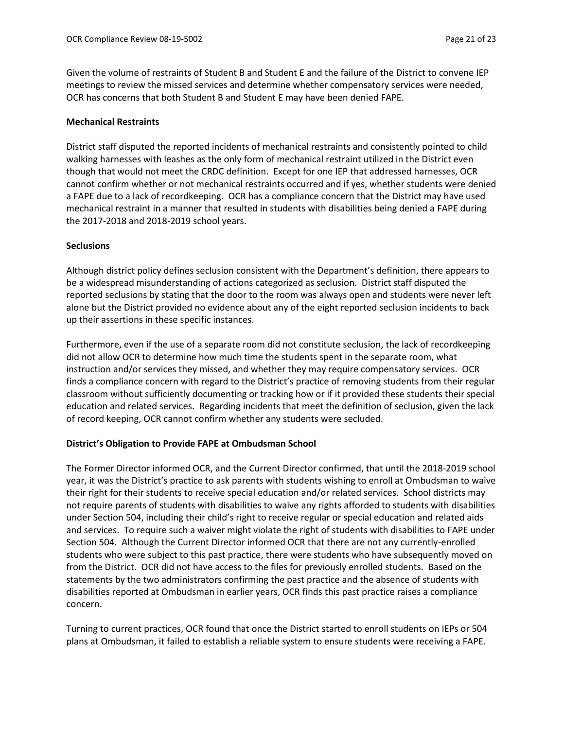Given the volume of restraints of Student B and Student E and the failure of the District to convene IEP meetings to review the missed services and determine whether compensatory services were needed, OCR has concerns that both Student B and Student E may have been denied FAPE.

**Mechanical Restraints**

District staff disputed the reported incidents of mechanical restraints and consistently pointed to child walking harnesses with leashes as the only form of mechanical restraint utilized in the District even though that would not meet the CRDC definition. Except for one IEP that addressed harnesses, OCR cannot confirm whether or not mechanical restraints occurred and if yes, whether students were denied a FAPE due to a lack of recordkeeping. OCR has a compliance concern that the District may have used mechanical restraint in a manner that resulted in students with disabilities being denied a FAPE during the 2017-2018 and 2018-2019 school years.

**Seclusions**

Although district policy defines seclusion consistent with the Department's definition, there appears to be a widespread misunderstanding of actions categorized as seclusion. District staff disputed the reported seclusions by stating that the door to the room was always open and students were never left alone but the District provided no evidence about any of the eight reported seclusion incidents to back up their assertions in these specific instances.

Furthermore, even if the use of a separate room did not constitute seclusion, the lack of recordkeeping did not allow OCR to determine how much time the students spent in the separate room, what instruction and/or services they missed, and whether they may require compensatory services. OCR finds a compliance concern with regard to the District's practice of removing students from their regular classroom without sufficiently documenting or tracking how or if it provided these students their special education and related services. Regarding incidents that meet the definition of seclusion, given the lack of record keeping, OCR cannot confirm whether any students were secluded.

**District's Obligation to Provide FAPE at Ombudsman School**

The Former Director informed OCR, and the Current Director confirmed, that until the 2018-2019 school year, it was the District's practice to ask parents with students wishing to enroll at Ombudsman to waive their right for their students to receive special education and/or related services. School districts may not require parents of students with disabilities to waive any rights afforded to students with disabilities under Section 504, including their child's right to receive regular or special education and related aids and services. To require such a waiver might violate the right of students with disabilities to FAPE under Section 504. Although the Current Director informed OCR that there are not any currently-enrolled students who were subject to this past practice, there were students who have subsequently moved on from the District. OCR did not have access to the files for previously enrolled students. Based on the statements by the two administrators confirming the past practice and the absence of students with disabilities reported at Ombudsman in earlier years, OCR finds this past practice raises a compliance concern.

Turning to current practices, OCR found that once the District started to enroll students on IEPs or 504 plans at Ombudsman, it failed to establish a reliable system to ensure students were receiving a FAPE.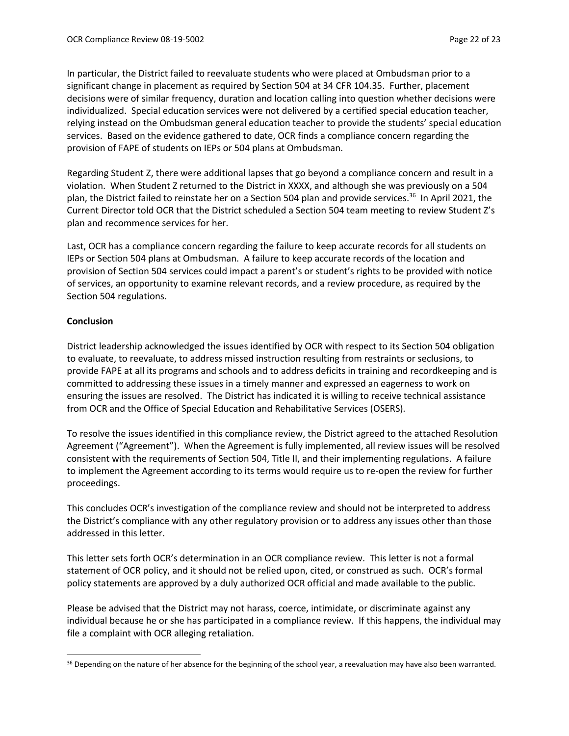In particular, the District failed to reevaluate students who were placed at Ombudsman prior to a significant change in placement as required by Section 504 at 34 CFR 104.35. Further, placement decisions were of similar frequency, duration and location calling into question whether decisions were individualized. Special education services were not delivered by a certified special education teacher, relying instead on the Ombudsman general education teacher to provide the students' special education services. Based on the evidence gathered to date, OCR finds a compliance concern regarding the provision of FAPE of students on IEPs or 504 plans at Ombudsman.

Regarding Student Z, there were additional lapses that go beyond a compliance concern and result in a violation. When Student Z returned to the District in XXXX, and although she was previously on a 504 plan, the District failed to reinstate her on a Section 504 plan and provide services.[36] In April 2021, the Current Director told OCR that the District scheduled a Section 504 team meeting to review Student Z's plan and recommence services for her.

Last, OCR has a compliance concern regarding the failure to keep accurate records for all students on IEPs or Section 504 plans at Ombudsman. A failure to keep accurate records of the location and provision of Section 504 services could impact a parent's or student's rights to be provided with notice of services, an opportunity to examine relevant records, and a review procedure, as required by the Section 504 regulations.

**Conclusion**

District leadership acknowledged the issues identified by OCR with respect to its Section 504 obligation to evaluate, to reevaluate, to address missed instruction resulting from restraints or seclusions, to provide FAPE at all its programs and schools and to address deficits in training and recordkeeping and is committed to addressing these issues in a timely manner and expressed an eagerness to work on ensuring the issues are resolved. The District has indicated it is willing to receive technical assistance from OCR and the Office of Special Education and Rehabilitative Services (OSERS).

To resolve the issues identified in this compliance review, the District agreed to the attached Resolution Agreement ("Agreement"). When the Agreement is fully implemented, all review issues will be resolved consistent with the requirements of Section 504, Title II, and their implementing regulations. A failure to implement the Agreement according to its terms would require us to re-open the review for further proceedings.

This concludes OCR's investigation of the compliance review and should not be interpreted to address the District's compliance with any other regulatory provision or to address any issues other than those addressed in this letter.

This letter sets forth OCR's determination in an OCR compliance review. This letter is not a formal statement of OCR policy, and it should not be relied upon, cited, or construed as such. OCR's formal policy statements are approved by a duly authorized OCR official and made available to the public.

Please be advised that the District may not harass, coerce, intimidate, or discriminate against any individual because he or she has participated in a compliance review. If this happens, the individual may file a complaint with OCR alleging retaliation.

---

[36] Depending on the nature of her absence for the beginning of the school year, a reevaluation may have also been warranted.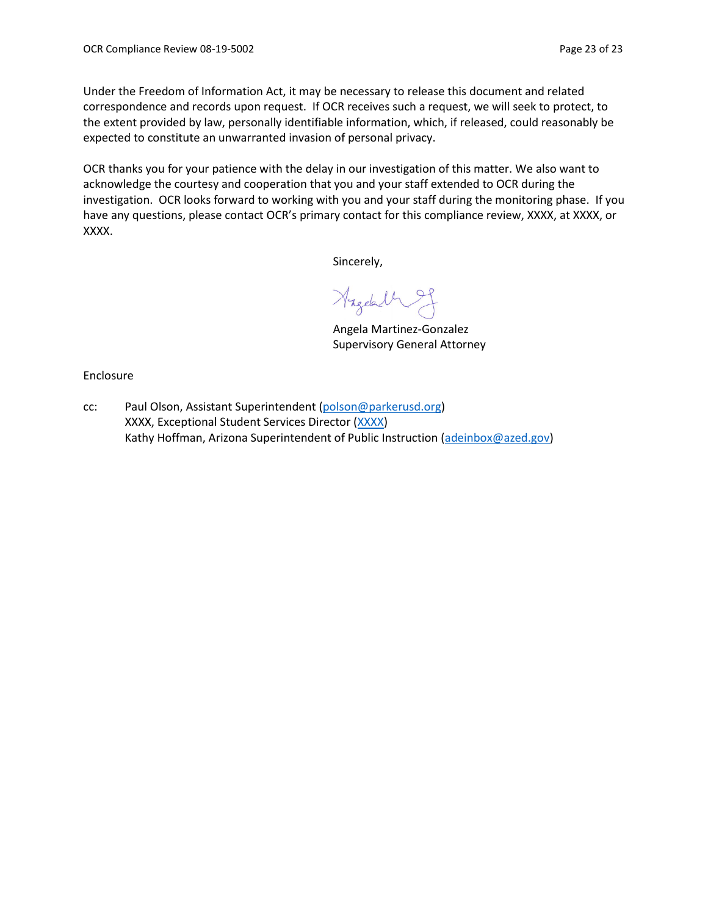Under the Freedom of Information Act, it may be necessary to release this document and related correspondence and records upon request. If OCR receives such a request, we will seek to protect, to the extent provided by law, personally identifiable information, which, if released, could reasonably be expected to constitute an unwarranted invasion of personal privacy.

OCR thanks you for your patience with the delay in our investigation of this matter. We also want to acknowledge the courtesy and cooperation that you and your staff extended to OCR during the investigation. OCR looks forward to working with you and your staff during the monitoring phase. If you have any questions, please contact OCR's primary contact for this compliance review, XXXX, at XXXX, or XXXX.

Sincerely,

Angela Martinez-Gonzalez
Supervisory General Attorney

Enclosure

cc: Paul Olson, Assistant Superintendent (polson@parkerusd.org)
XXXX, Exceptional Student Services Director (XXXX)
Kathy Hoffman, Arizona Superintendent of Public Instruction (adeinbox@azed.gov)